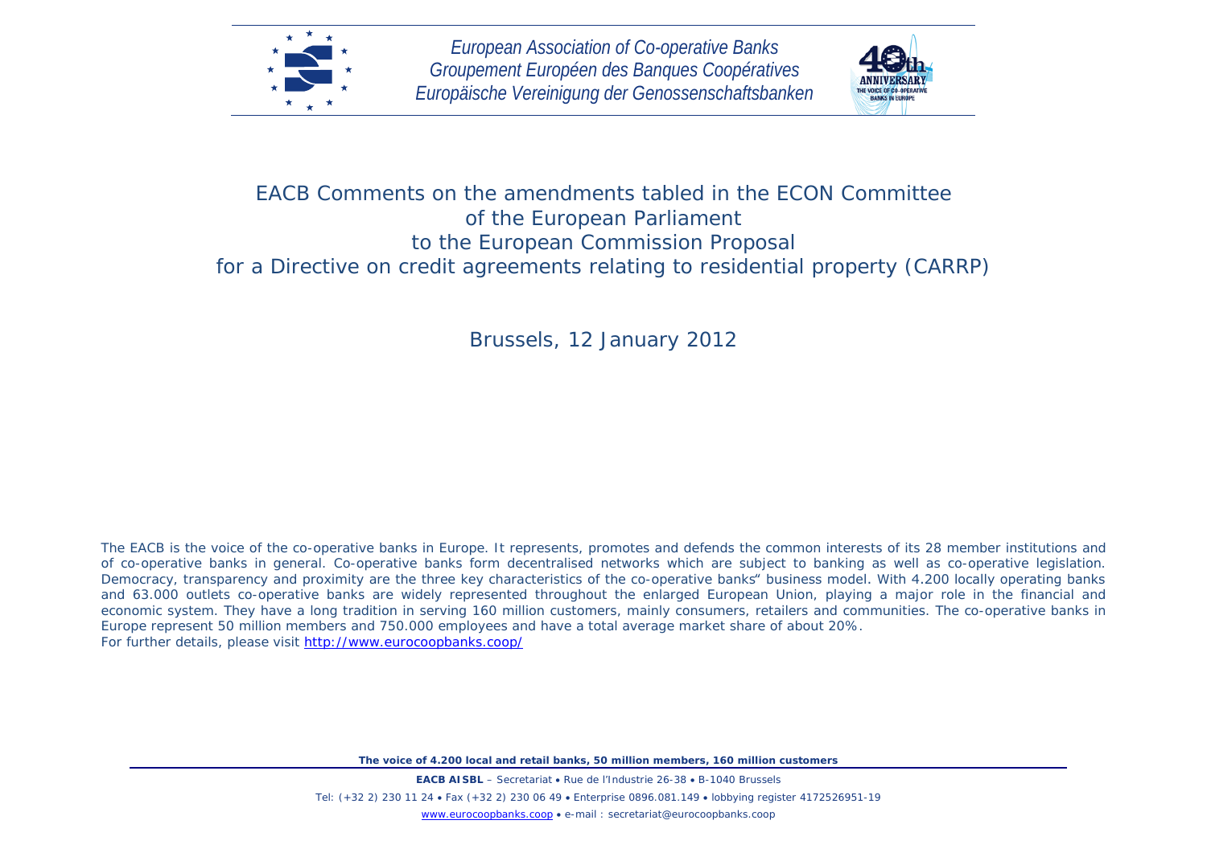*European Association of Co-operative Banks*
*Groupement Européen des Banques Coopératives*
*Europäische Vereinigung der Genossenschaftsbanken*

# EACB Comments on the amendments tabled in the ECON Committee of the European Parliament to the European Commission Proposal for a Directive on credit agreements relating to residential property (CARRP)

Brussels, 12 January 2012

*The EACB is the voice of the co-operative banks in Europe. It represents, promotes and defends the common interests of its 28 member institutions and of co-operative banks in general. Co-operative banks form decentralised networks which are subject to banking as well as co-operative legislation. Democracy, transparency and proximity are the three key characteristics of the co-operative banks" business model. With 4.200 locally operating banks and 63.000 outlets co-operative banks are widely represented throughout the enlarged European Union, playing a major role in the financial and economic system. They have a long tradition in serving 160 million customers, mainly consumers, retailers and communities. The co-operative banks in Europe represent 50 million members and 750.000 employees and have a total average market share of about 20%.*
*For further details, please visit* http://www.eurocoopbanks.coop/

**The voice of 4.200 local and retail banks, 50 million members, 160 million customers**

**EACB AISBL** – Secretariat • Rue de l'Industrie 26-38 • B-1040 Brussels
Tel: (+32 2) 230 11 24 • Fax (+32 2) 230 06 49 • Enterprise 0896.081.149 • lobbying register 4172526951-19
www.eurocoopbanks.coop • e-mail : secretariat@eurocoopbanks.coop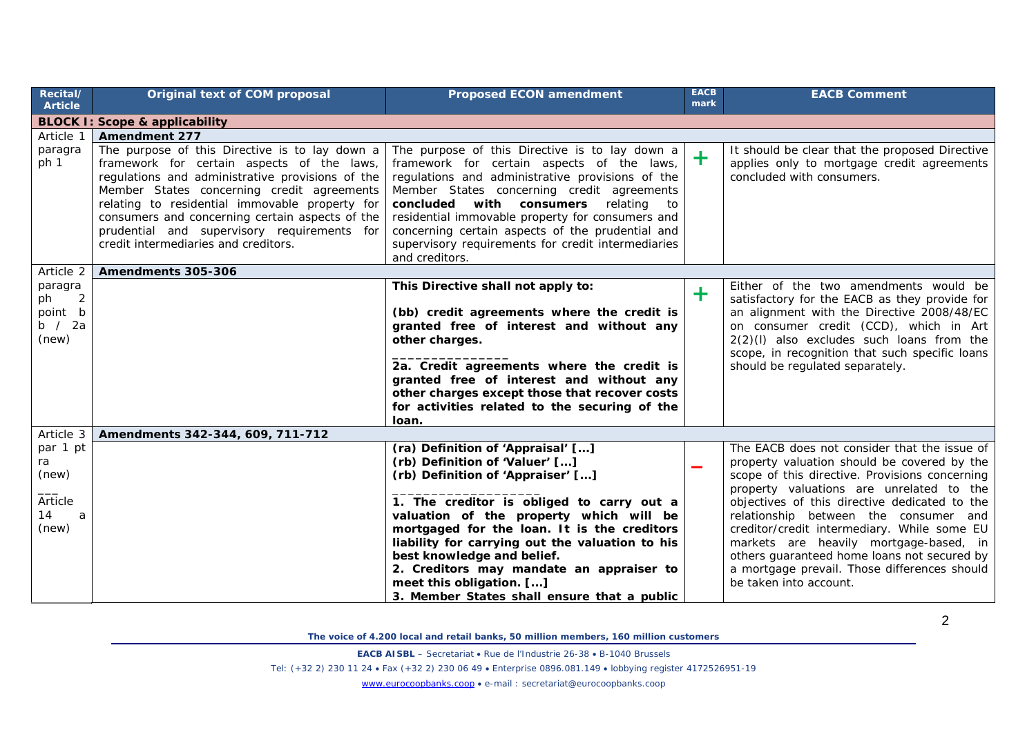| Recital/ Article | Original text of COM proposal | Proposed ECON amendment | EACB mark | EACB Comment |
|---|---|---|---|---|
| **BLOCK I: Scope & applicability** | | | | |
| Article 1 | **Amendment 277** | | | |
| paragraph 1 | The purpose of this Directive is to lay down a framework for certain aspects of the laws, regulations and administrative provisions of the Member States concerning credit agreements relating to residential immovable property for consumers and concerning certain aspects of the prudential and supervisory requirements for credit intermediaries and creditors. | The purpose of this Directive is to lay down a framework for certain aspects of the laws, regulations and administrative provisions of the Member States concerning credit agreements **concluded with consumers** relating to residential immovable property for consumers and concerning certain aspects of the prudential and supervisory requirements for credit intermediaries and creditors. | + | It should be clear that the proposed Directive applies only to mortgage credit agreements concluded with consumers. |
| Article 2 | **Amendments 305-306** | | | |
| paragraph 2 point bb / 2a (new) | | **This Directive shall not apply to:**<br><br>**(bb) credit agreements where the credit is granted free of interest and without any other charges.**<br>_______________<br>**2a. Credit agreements where the credit is granted free of interest and without any other charges except those that recover costs for activities related to the securing of the loan.** | + | Either of the two amendments would be satisfactory for the EACB as they provide for an alignment with the Directive 2008/48/EC on consumer credit (CCD), which in Art 2(2)(l) also excludes such loans from the scope, in recognition that such specific loans should be regulated separately. |
| Article 3 | **Amendments 342-344, 609, 711-712** | | | |
| par 1 pt ra (new)<br>___<br>Article 14 a (new) | | **(ra) Definition of 'Appraisal' [...]**<br>**(rb) Definition of 'Valuer' [...]**<br>**(rb) Definition of 'Appraiser' [...]**<br>_________________<br>**1. The creditor is obliged to carry out a valuation of the property which will be mortgaged for the loan. It is the creditors liability for carrying out the valuation to his best knowledge and belief.**<br>**2. Creditors may mandate an appraiser to meet this obligation. [...]**<br>**3. Member States shall ensure that a public** | – | The EACB does not consider that the issue of property valuation should be covered by the scope of this directive. Provisions concerning property valuations are unrelated to the objectives of this directive dedicated to the relationship between the consumer and creditor/credit intermediary. While some EU markets are heavily mortgage-based, in others guaranteed home loans not secured by a mortgage prevail. Those differences should be taken into account. |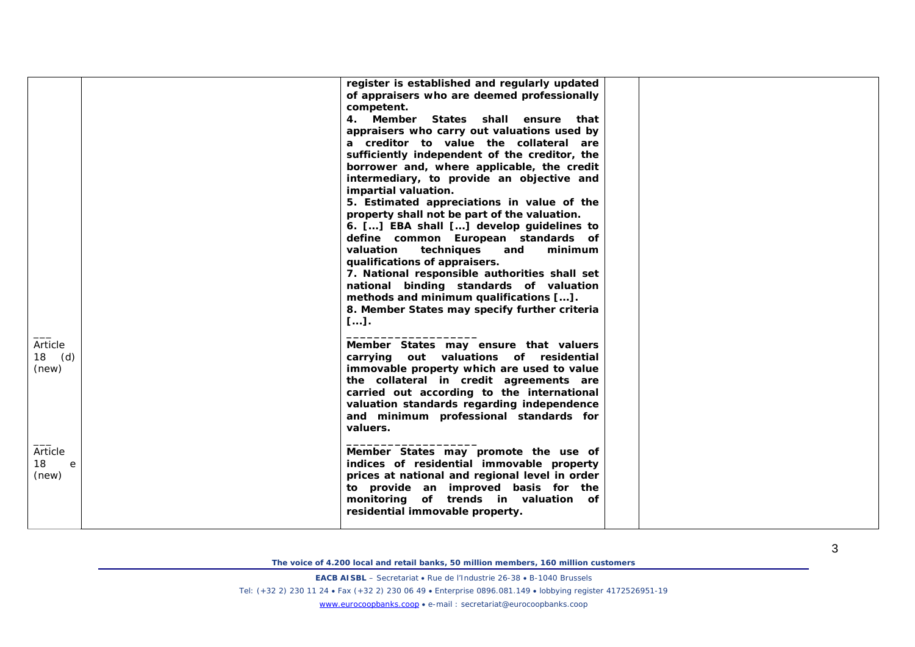|  |  |  |  |  |
|---|---|---|---|---|
|  |  | **register is established and regularly updated of appraisers who are deemed professionally competent.**<br>**4. Member States shall ensure that appraisers who carry out valuations used by a creditor to value the collateral are sufficiently independent of the creditor, the borrower and, where applicable, the credit intermediary, to provide an objective and impartial valuation.**<br>**5. Estimated appreciations in value of the property shall not be part of the valuation.**<br>**6. [...] EBA shall [...] develop guidelines to define common European standards of valuation techniques and minimum qualifications of appraisers.**<br>**7. National responsible authorities shall set national binding standards of valuation methods and minimum qualifications [...].**<br>**8. Member States may specify further criteria [...].** |  |  |
| ___<br>Article 18 (d) (new) |  | ___________________<br>**Member States may ensure that valuers carrying out valuations of residential immovable property which are used to value the collateral in credit agreements are carried out according to the international valuation standards regarding independence and minimum professional standards for valuers.** |  |  |
| ___<br>Article 18 e (new) |  | ___________________<br>**Member States may promote the use of indices of residential immovable property prices at national and regional level in order to provide an improved basis for the monitoring of trends in valuation of residential immovable property.** |  |  |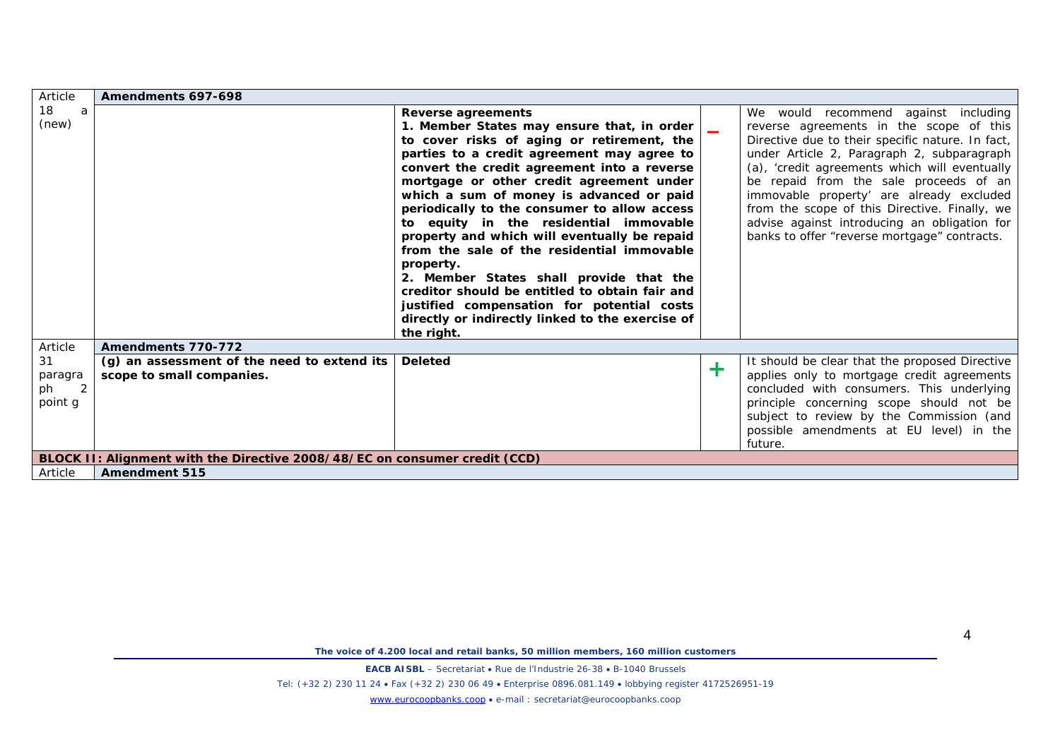| Article | Amendments 697-698 | | | |
|---|---|---|---|---|
| 18 a (new) | | **Reverse agreements**<br>**1. Member States may ensure that, in order to cover risks of aging or retirement, the parties to a credit agreement may agree to convert the credit agreement into a reverse mortgage or other credit agreement under which a sum of money is advanced or paid periodically to the consumer to allow access to equity in the residential immovable property and which will eventually be repaid from the sale of the residential immovable property.**<br>**2. Member States shall provide that the creditor should be entitled to obtain fair and justified compensation for potential costs directly or indirectly linked to the exercise of the right.** | – | We would recommend against including reverse agreements in the scope of this Directive due to their specific nature. In fact, under Article 2, Paragraph 2, subparagraph (a), 'credit agreements which will eventually be repaid from the sale proceeds of an immovable property' are already excluded from the scope of this Directive. Finally, we advise against introducing an obligation for banks to offer "reverse mortgage" contracts. |
| Article | **Amendments 770-772** | | | |
| 31 paragraph 2 point g | **(g) an assessment of the need to extend its scope to small companies.** | **Deleted** | + | It should be clear that the proposed Directive applies only to mortgage credit agreements concluded with consumers. This underlying principle concerning scope should not be subject to review by the Commission (and possible amendments at EU level) in the future. |
| **BLOCK II: Alignment with the Directive 2008/48/EC on consumer credit (CCD)** | | | | |
| Article | **Amendment 515** | | | |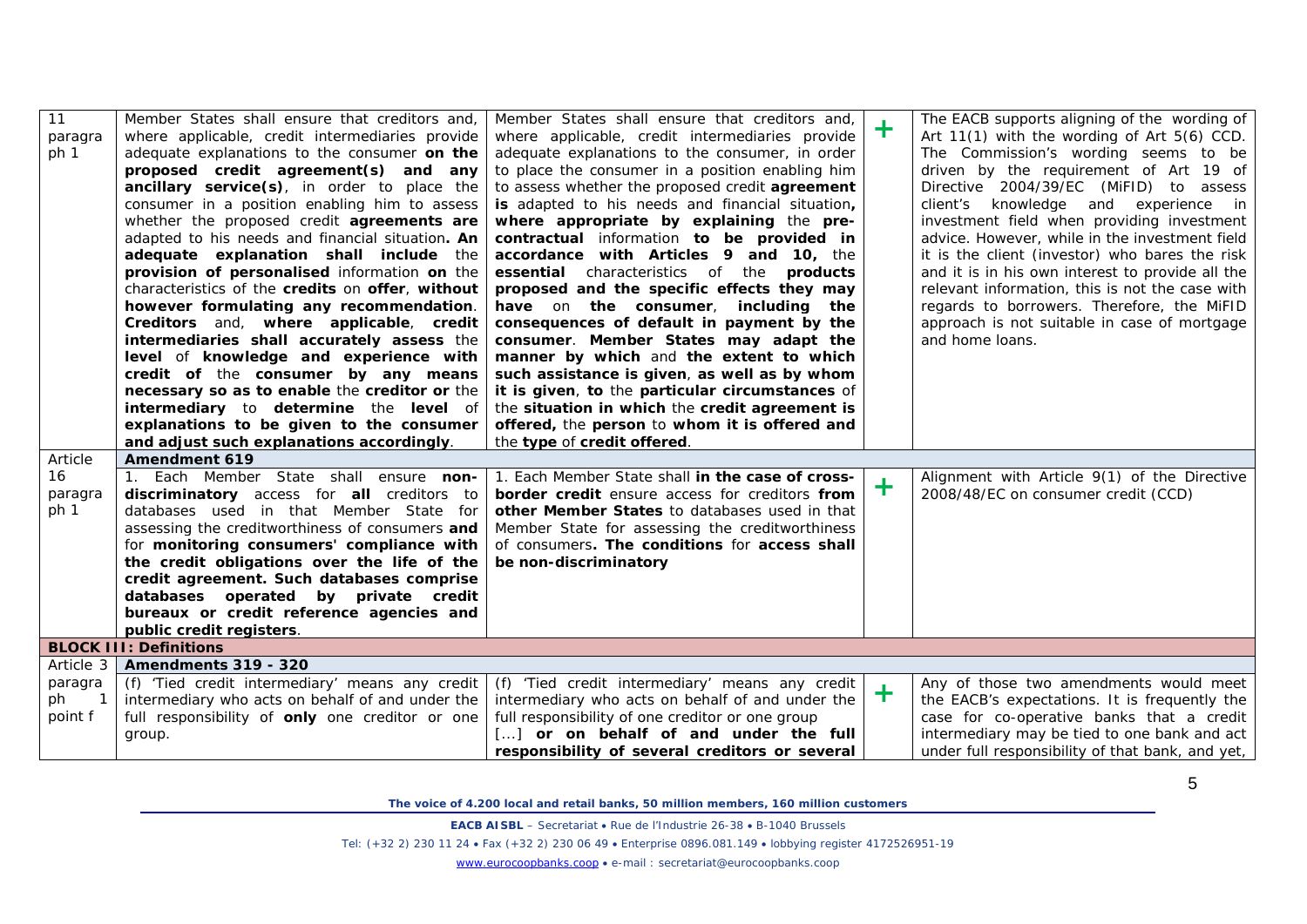| | | | | |
|---|---|---|---|---|
| 11 paragraph 1 | Member States shall ensure that creditors and, where applicable, credit intermediaries provide adequate explanations to the consumer **on the proposed credit agreement(s) and any ancillary service(s)**, in order to place the consumer in a position enabling him to assess whether the proposed credit **agreements are** adapted to his needs and financial situation**. An adequate explanation shall include** the **provision of personalised** information **on** the characteristics of the **credits** on **offer**, **without however formulating any recommendation**. **Creditors** and, **where applicable**, **credit intermediaries shall accurately assess** the **level** of **knowledge and experience with credit of** the **consumer by any means necessary so as to enable** the **creditor or** the **intermediary** to **determine** the **level** of **explanations to be given to the consumer and adjust such explanations accordingly**. | Member States shall ensure that creditors and, where applicable, credit intermediaries provide adequate explanations to the consumer, in order to place the consumer in a position enabling him to assess whether the proposed credit **agreement is** adapted to his needs and financial situation**, where appropriate by explaining** the **pre-contractual** information **to be provided in accordance with Articles 9 and 10,** the **essential** characteristics of the **products proposed and the specific effects they may have** on **the consumer**, **including the consequences of default in payment by the consumer**. **Member States may adapt the manner by which** and **the extent to which such assistance is given**, **as well as by whom it is given**, **to** the **particular circumstances** of the **situation in which** the **credit agreement is offered,** the **person** to **whom it is offered and** the **type** of **credit offered**. | + | The EACB supports aligning of the wording of Art 11(1) with the wording of Art 5(6) CCD. The Commission's wording seems to be driven by the requirement of Art 19 of Directive 2004/39/EC (MiFID) to assess client's knowledge and experience in investment field when providing investment advice. However, while in the investment field it is the client (investor) who bares the risk and it is in his own interest to provide all the relevant information, this is not the case with regards to borrowers. Therefore, the MiFID approach is not suitable in case of mortgage and home loans. |
| Article 16 paragraph 1 | **Amendment 619** | | | |
| | 1. Each Member State shall ensure **non-discriminatory** access for **all** creditors to databases used in that Member State for assessing the creditworthiness of consumers **and** for **monitoring consumers' compliance with the credit obligations over the life of the credit agreement. Such databases comprise databases operated by private credit bureaux or credit reference agencies and public credit registers**. | 1. Each Member State shall **in the case of cross-border credit** ensure access for creditors **from other Member States** to databases used in that Member State for assessing the creditworthiness of consumers**. The conditions** for **access shall be non-discriminatory** | + | Alignment with Article 9(1) of the Directive 2008/48/EC on consumer credit (CCD) |
| **BLOCK III: Definitions** | | | | |
| Article 3 | **Amendments 319 - 320** | | | |
| paragraph 1 point f | (f) 'Tied credit intermediary' means any credit intermediary who acts on behalf of and under the full responsibility of **only** one creditor or one group. | (f) 'Tied credit intermediary' means any credit intermediary who acts on behalf of and under the full responsibility of one creditor or one group [...] **or on behalf of and under the full responsibility of several creditors or several** | + | Any of those two amendments would meet the EACB's expectations. It is frequently the case for co-operative banks that a credit intermediary may be tied to one bank and act under full responsibility of that bank, and yet, |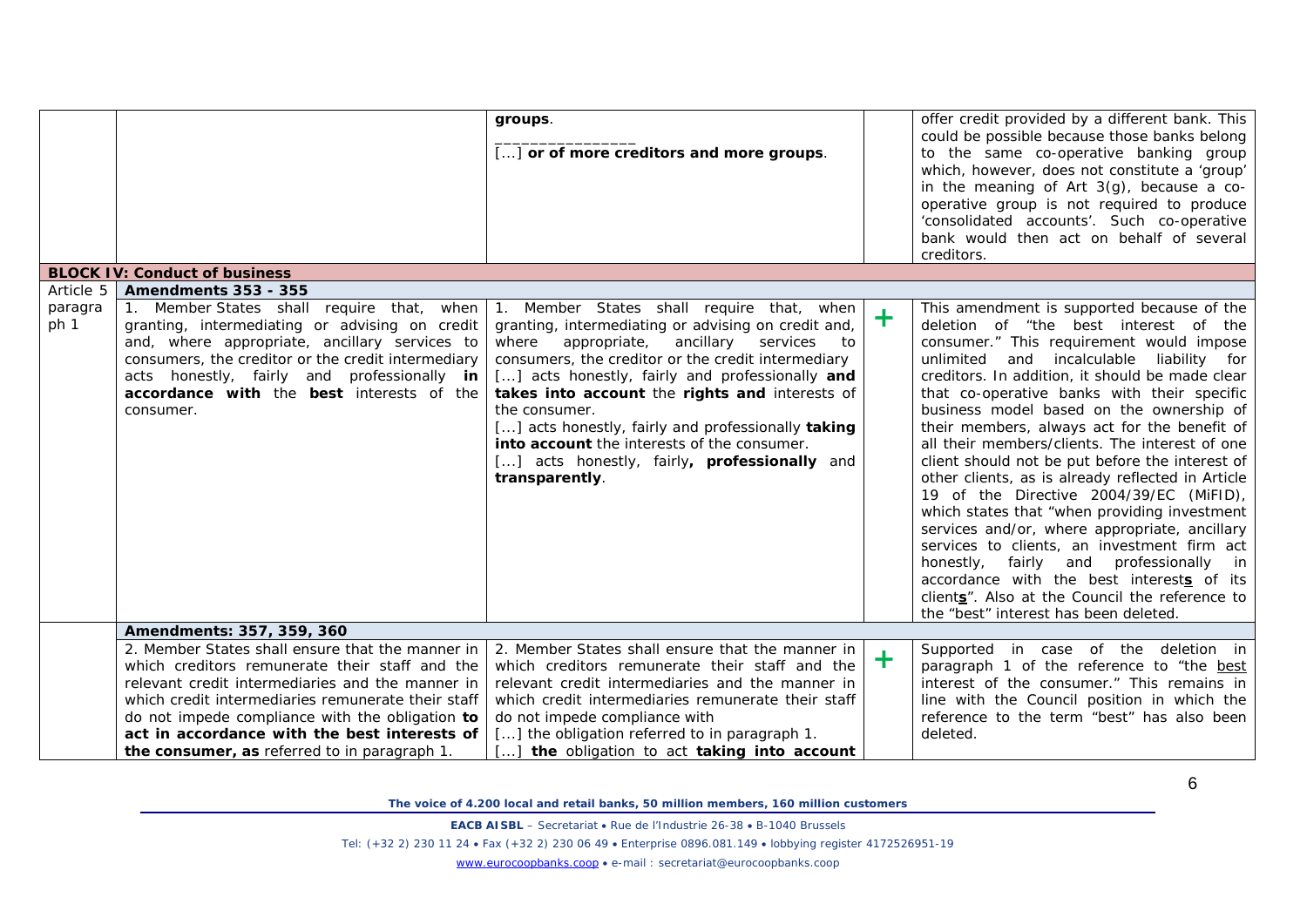| | | | | |
|---|---|---|---|---|
| | | **groups**.<br>_______________<br>[...] **or of more creditors and more groups**. | | offer credit provided by a different bank. This could be possible because those banks belong to the same co-operative banking group which, however, does not constitute a 'group' in the meaning of Art 3(g), because a co-operative group is not required to produce 'consolidated accounts'. Such co-operative bank would then act on behalf of several creditors. |
| **BLOCK IV: Conduct of business** | | | | |
| Article 5 | **Amendments 353 - 355** | | | |
| paragraph 1 | 1. Member States shall require that, when granting, intermediating or advising on credit and, where appropriate, ancillary services to consumers, the creditor or the credit intermediary acts honestly, fairly and professionally **in accordance with** the **best** interests of the consumer. | 1. Member States shall require that, when granting, intermediating or advising on credit and, where appropriate, ancillary services to consumers, the creditor or the credit intermediary [...] acts honestly, fairly and professionally **and takes into account** the **rights and** interests of the consumer.<br>[...] acts honestly, fairly and professionally **taking into account** the interests of the consumer.<br>[...] acts honestly, fairly**, professionally** and **transparently**. | + | This amendment is supported because of the deletion of "the best interest of the consumer." This requirement would impose unlimited and incalculable liability for creditors. In addition, it should be made clear that co-operative banks with their specific business model based on the ownership of their members, always act for the benefit of all their members/clients. The interest of one client should not be put before the interest of other clients, as is already reflected in Article 19 of the Directive 2004/39/EC (MiFID), which states that "when providing investment services and/or, where appropriate, ancillary services to clients, an investment firm act honestly, fairly and professionally in accordance with the best interest**s** of its client**s**". Also at the Council the reference to the "best" interest has been deleted. |
| | **Amendments: 357, 359, 360** | | | |
| | 2. Member States shall ensure that the manner in which creditors remunerate their staff and the relevant credit intermediaries and the manner in which credit intermediaries remunerate their staff do not impede compliance with the obligation **to act in accordance with the best interests of the consumer, as** referred to in paragraph 1. | 2. Member States shall ensure that the manner in which creditors remunerate their staff and the relevant credit intermediaries and the manner in which credit intermediaries remunerate their staff do not impede compliance with<br>[...] the obligation referred to in paragraph 1.<br>[...] **the** obligation to act **taking into account** | + | Supported in case of the deletion in paragraph 1 of the reference to "the best interest of the consumer." This remains in line with the Council position in which the reference to the term "best" has also been deleted. |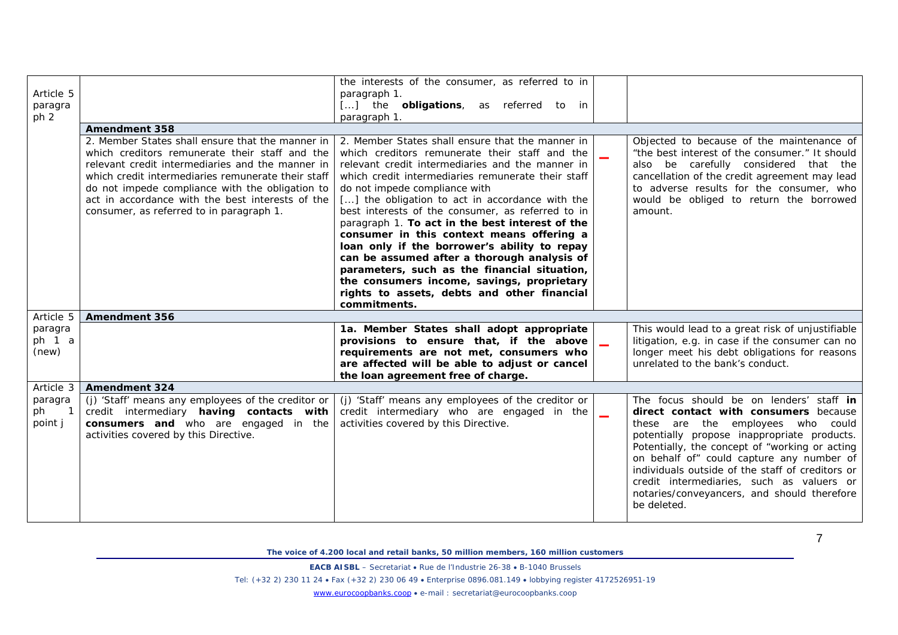| | | | | |
|---|---|---|---|---|
| Article 5 paragraph 2 | | the interests of the consumer, as referred to in paragraph 1.<br>[...] the **obligations**, as referred to in paragraph 1. | | |
| | **Amendment 358** | | | |
| | 2. Member States shall ensure that the manner in which creditors remunerate their staff and the relevant credit intermediaries and the manner in which credit intermediaries remunerate their staff do not impede compliance with the obligation to act in accordance with the best interests of the consumer, as referred to in paragraph 1. | 2. Member States shall ensure that the manner in which creditors remunerate their staff and the relevant credit intermediaries and the manner in which credit intermediaries remunerate their staff do not impede compliance with<br>[...] the obligation to act in accordance with the best interests of the consumer, as referred to in paragraph 1. **To act in the best interest of the consumer in this context means offering a loan only if the borrower's ability to repay can be assumed after a thorough analysis of parameters, such as the financial situation, the consumers income, savings, proprietary rights to assets, debts and other financial commitments.** | – | Objected to because of the maintenance of "the best interest of the consumer." It should also be carefully considered that the cancellation of the credit agreement may lead to adverse results for the consumer, who would be obliged to return the borrowed amount. |
| Article 5 paragraph 1 a (new) | **Amendment 356** | | | |
| | | **1a. Member States shall adopt appropriate provisions to ensure that, if the above requirements are not met, consumers who are affected will be able to adjust or cancel the loan agreement free of charge.** | – | This would lead to a great risk of unjustifiable litigation, e.g. in case if the consumer can no longer meet his debt obligations for reasons unrelated to the bank's conduct. |
| Article 3 paragraph 1 point j | **Amendment 324** | | | |
| | (j) 'Staff' means any employees of the creditor or credit intermediary **having contacts with consumers and** who are engaged in the activities covered by this Directive. | (j) 'Staff' means any employees of the creditor or credit intermediary who are engaged in the activities covered by this Directive. | – | The focus should be on lenders' staff **in direct contact with consumers** because these are the employees who could potentially propose inappropriate products. Potentially, the concept of "working or acting on behalf of" could capture any number of individuals outside of the staff of creditors or credit intermediaries, such as valuers or notaries/conveyancers, and should therefore be deleted. |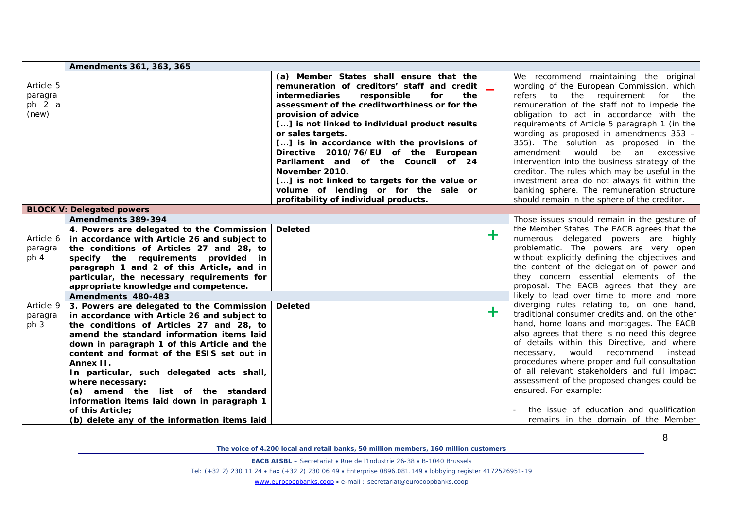| | | | | |
|---|---|---|---|---|
| | **Amendments 361, 363, 365** | | | |
| Article 5 paragraph 2 a (new) | | **(a) Member States shall ensure that the remuneration of creditors' staff and credit intermediaries responsible for the assessment of the creditworthiness or for the provision of advice [...] is not linked to individual product results or sales targets. [...] is in accordance with the provisions of Directive 2010/76/EU of the European Parliament and of the Council of 24 November 2010. [...] is not linked to targets for the value or volume of lending or for the sale or profitability of individual products.** | **–** | We recommend maintaining the original wording of the European Commission, which refers to the requirement for the remuneration of the staff not to impede the obligation to act in accordance with the requirements of Article 5 paragraph 1 (in the wording as proposed in amendments 353 – 355). The solution as proposed in the amendment would be an excessive intervention into the business strategy of the creditor. The rules which may be useful in the investment area do not always fit within the banking sphere. The remuneration structure should remain in the sphere of the creditor. |
| | **BLOCK V: Delegated powers** | | | |
| | **Amendments 389-394** | | | Those issues should remain in the gesture of the Member States. The EACB agrees that the numerous delegated powers are highly problematic. The powers are very open without explicitly defining the objectives and the content of the delegation of power and they concern essential elements of the proposal. The EACB agrees that they are likely to lead over time to more and more diverging rules relating to, on one hand, traditional consumer credits and, on the other hand, home loans and mortgages. The EACB also agrees that there is no need this degree of details within this Directive, and where necessary, would recommend instead procedures where proper and full consultation of all relevant stakeholders and full impact assessment of the proposed changes could be ensured. For example:<br>- the issue of education and qualification remains in the domain of the Member |
| Article 6 paragraph 4 | **4. Powers are delegated to the Commission in accordance with Article 26 and subject to the conditions of Articles 27 and 28, to specify the requirements provided in paragraph 1 and 2 of this Article, and in particular, the necessary requirements for appropriate knowledge and competence.** | **Deleted** | **+** | |
| | **Amendments 480-483** | | | |
| Article 9 paragraph 3 | **3. Powers are delegated to the Commission in accordance with Article 26 and subject to the conditions of Articles 27 and 28, to amend the standard information items laid down in paragraph 1 of this Article and the content and format of the ESIS set out in Annex II. In particular, such delegated acts shall, where necessary: (a) amend the list of the standard information items laid down in paragraph 1 of this Article; (b) delete any of the information items laid** | **Deleted** | **+** | |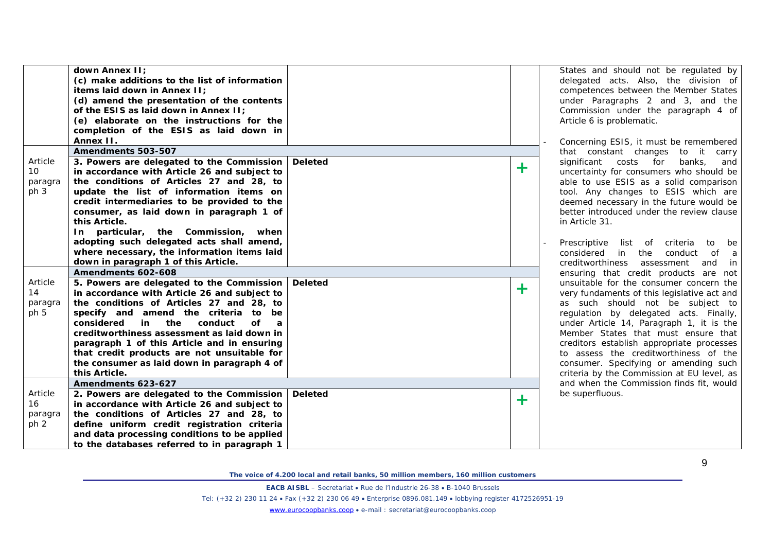| | | | | |
|---|---|---|---|---|
| | **down Annex II;**<br>**(c) make additions to the list of information items laid down in Annex II;**<br>**(d) amend the presentation of the contents of the ESIS as laid down in Annex II;**<br>**(e) elaborate on the instructions for the completion of the ESIS as laid down in Annex II.** | | | States and should not be regulated by delegated acts. Also, the division of competences between the Member States under Paragraphs 2 and 3, and the Commission under the paragraph 4 of Article 6 is problematic.<br><br>- Concerning ESIS, it must be remembered that constant changes to it carry significant costs for banks, and uncertainty for consumers who should be able to use ESIS as a solid comparison tool. Any changes to ESIS which are deemed necessary in the future would be better introduced under the review clause in Article 31.<br><br>- Prescriptive list of criteria to be considered in the conduct of a creditworthiness assessment and in ensuring that credit products are not unsuitable for the consumer concern the very fundaments of this legislative act and as such should not be subject to regulation by delegated acts. Finally, under Article 14, Paragraph 1, it is the Member States that must ensure that creditors establish appropriate processes to assess the creditworthiness of the consumer. Specifying or amending such criteria by the Commission at EU level, as and when the Commission finds fit, would be superfluous. |
| | **Amendments 503-507** | | | |
| Article 10 paragraph 3 | **3. Powers are delegated to the Commission in accordance with Article 26 and subject to the conditions of Articles 27 and 28, to update the list of information items on credit intermediaries to be provided to the consumer, as laid down in paragraph 1 of this Article.**<br>**In particular, the Commission, when adopting such delegated acts shall amend, where necessary, the information items laid down in paragraph 1 of this Article.** | **Deleted** | + | |
| | **Amendments 602-608** | | | |
| Article 14 paragraph 5 | **5. Powers are delegated to the Commission in accordance with Article 26 and subject to the conditions of Articles 27 and 28, to specify and amend the criteria to be considered in the conduct of a creditworthiness assessment as laid down in paragraph 1 of this Article and in ensuring that credit products are not unsuitable for the consumer as laid down in paragraph 4 of this Article.** | **Deleted** | + | |
| | **Amendments 623-627** | | | |
| Article 16 paragraph 2 | **2. Powers are delegated to the Commission in accordance with Article 26 and subject to the conditions of Articles 27 and 28, to define uniform credit registration criteria and data processing conditions to be applied to the databases referred to in paragraph 1** | **Deleted** | + | |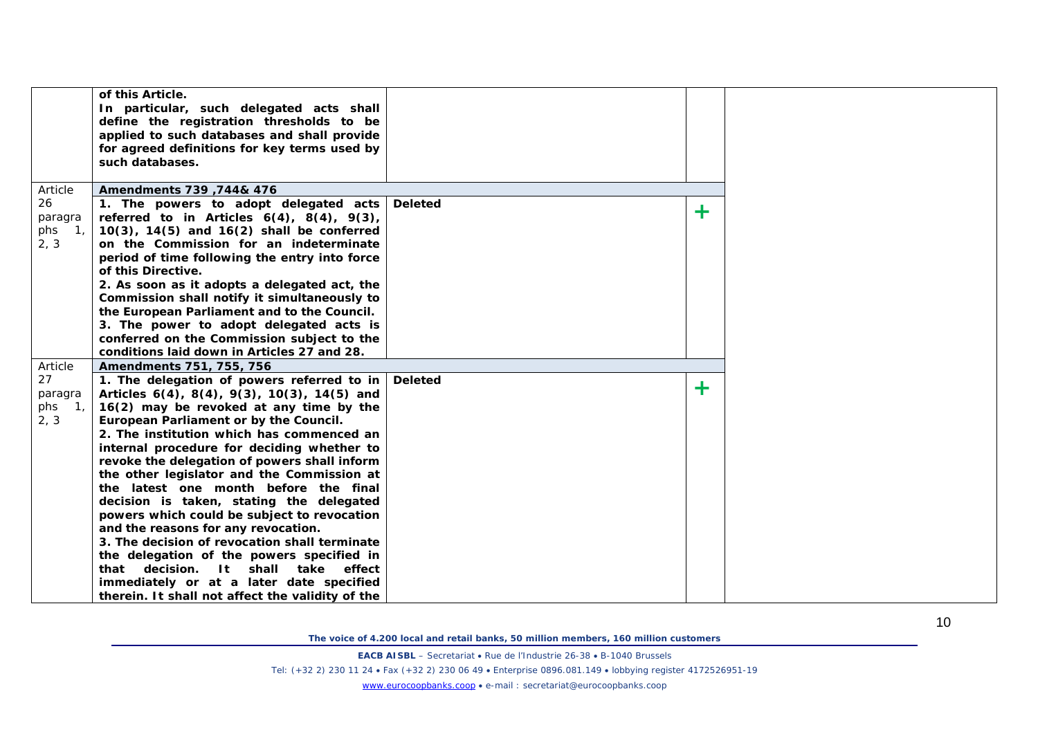| | | | | |
|---|---|---|---|---|
| | **of this Article.**<br>**In particular, such delegated acts shall define the registration thresholds to be applied to such databases and shall provide for agreed definitions for key terms used by such databases.** | | | |
| Article 26 paragraphs 1, 2, 3 | **Amendments 739 ,744& 476** | | | |
| | **1. The powers to adopt delegated acts referred to in Articles 6(4), 8(4), 9(3), 10(3), 14(5) and 16(2) shall be conferred on the Commission for an indeterminate period of time following the entry into force of this Directive.**<br>**2. As soon as it adopts a delegated act, the Commission shall notify it simultaneously to the European Parliament and to the Council.**<br>**3. The power to adopt delegated acts is conferred on the Commission subject to the conditions laid down in Articles 27 and 28.** | **Deleted** | + | |
| Article 27 paragraphs 1, 2, 3 | **Amendments 751, 755, 756** | | | |
| | **1. The delegation of powers referred to in Articles 6(4), 8(4), 9(3), 10(3), 14(5) and 16(2) may be revoked at any time by the European Parliament or by the Council.**<br>**2. The institution which has commenced an internal procedure for deciding whether to revoke the delegation of powers shall inform the other legislator and the Commission at the latest one month before the final decision is taken, stating the delegated powers which could be subject to revocation and the reasons for any revocation.**<br>**3. The decision of revocation shall terminate the delegation of the powers specified in that decision. It shall take effect immediately or at a later date specified therein. It shall not affect the validity of the** | **Deleted** | + | |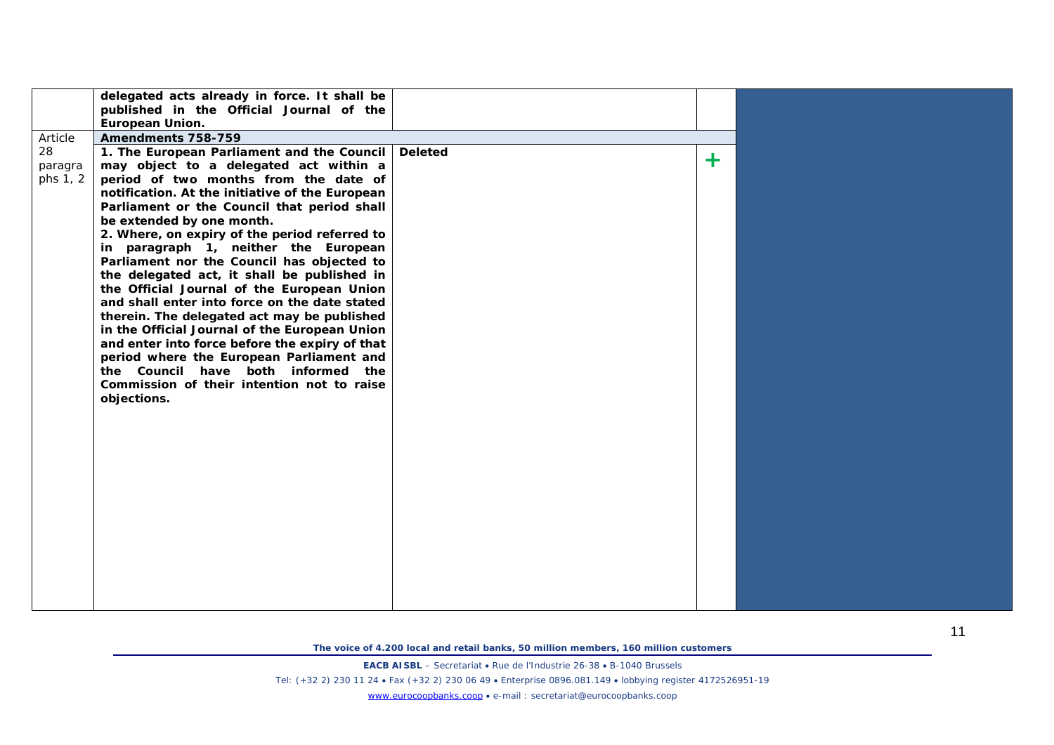| | | | | |
|---|---|---|---|---|
| | **delegated acts already in force. It shall be published in the Official Journal of the European Union.** | | | |
| Article 28 paragraphs 1, 2 | **Amendments 758-759** | | | |
| | **1. The European Parliament and the Council may object to a delegated act within a period of two months from the date of notification. At the initiative of the European Parliament or the Council that period shall be extended by one month.**<br>**2. Where, on expiry of the period referred to in paragraph 1, neither the European Parliament nor the Council has objected to the delegated act, it shall be published in the Official Journal of the European Union and shall enter into force on the date stated therein. The delegated act may be published in the Official Journal of the European Union and enter into force before the expiry of that period where the European Parliament and the Council have both informed the Commission of their intention not to raise objections.** | **Deleted** | + | |

**The voice of 4.200 local and retail banks, 50 million members, 160 million customers**

**EACB AISBL** – Secretariat • Rue de l'Industrie 26-38 • B-1040 Brussels

Tel: (+32 2) 230 11 24 • Fax (+32 2) 230 06 49 • Enterprise 0896.081.149 • lobbying register 4172526951-19

www.eurocoopbanks.coop • e-mail : secretariat@eurocoopbanks.coop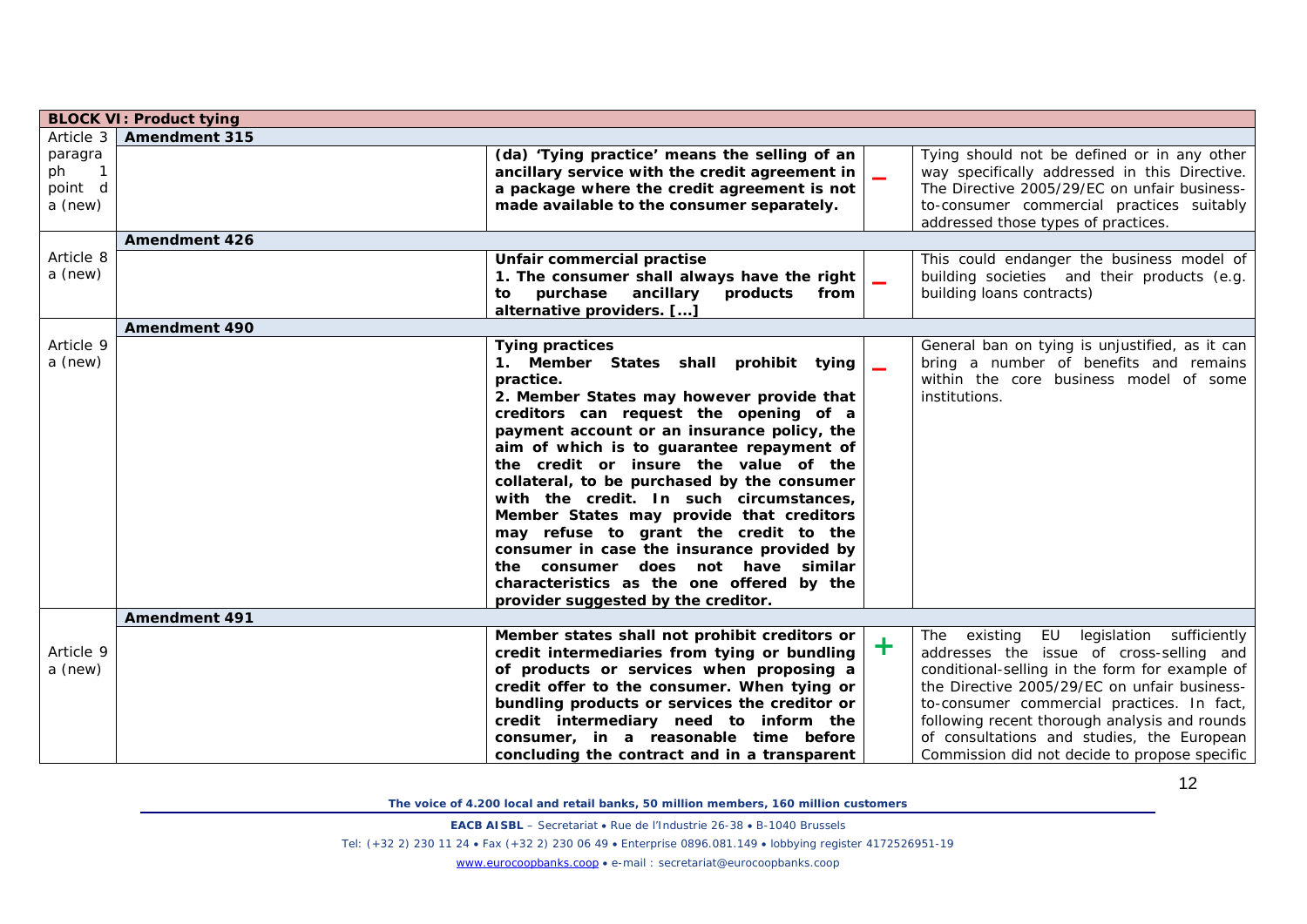| BLOCK VI: Product tying | | | | |
|---|---|---|---|---|
| Article 3 | **Amendment 315** | | | |
| paragraph 1 point d a (new) | | **(da) 'Tying practice' means the selling of an ancillary service with the credit agreement in a package where the credit agreement is not made available to the consumer separately.** | **–** | Tying should not be defined or in any other way specifically addressed in this Directive. The Directive 2005/29/EC on unfair business-to-consumer commercial practices suitably addressed those types of practices. |
| | **Amendment 426** | | | |
| Article 8 a (new) | | **Unfair commercial practise** **1. The consumer shall always have the right to purchase ancillary products from alternative providers. [...]** | **–** | This could endanger the business model of building societies and their products (e.g. building loans contracts) |
| | **Amendment 490** | | | |
| Article 9 a (new) | | **Tying practices** **1. Member States shall prohibit tying practice.** **2. Member States may however provide that creditors can request the opening of a payment account or an insurance policy, the aim of which is to guarantee repayment of the credit or insure the value of the collateral, to be purchased by the consumer with the credit. In such circumstances, Member States may provide that creditors may refuse to grant the credit to the consumer in case the insurance provided by the consumer does not have similar characteristics as the one offered by the provider suggested by the creditor.** | **–** | General ban on tying is unjustified, as it can bring a number of benefits and remains within the core business model of some institutions. |
| | **Amendment 491** | | | |
| Article 9 a (new) | | **Member states shall not prohibit creditors or credit intermediaries from tying or bundling of products or services when proposing a credit offer to the consumer. When tying or bundling products or services the creditor or credit intermediary need to inform the consumer, in a reasonable time before concluding the contract and in a transparent** | **+** | The existing EU legislation sufficiently addresses the issue of cross-selling and conditional-selling in the form for example of the Directive 2005/29/EC on unfair business-to-consumer commercial practices. In fact, following recent thorough analysis and rounds of consultations and studies, the European Commission did not decide to propose specific |

*The voice of 4.200 local and retail banks, 50 million members, 160 million customers*

**EACB AISBL** – Secretariat • Rue de l'Industrie 26-38 • B-1040 Brussels

Tel: (+32 2) 230 11 24 • Fax (+32 2) 230 06 49 • Enterprise 0896.081.149 • lobbying register 4172526951-19

www.eurocoopbanks.coop • e-mail : secretariat@eurocoopbanks.coop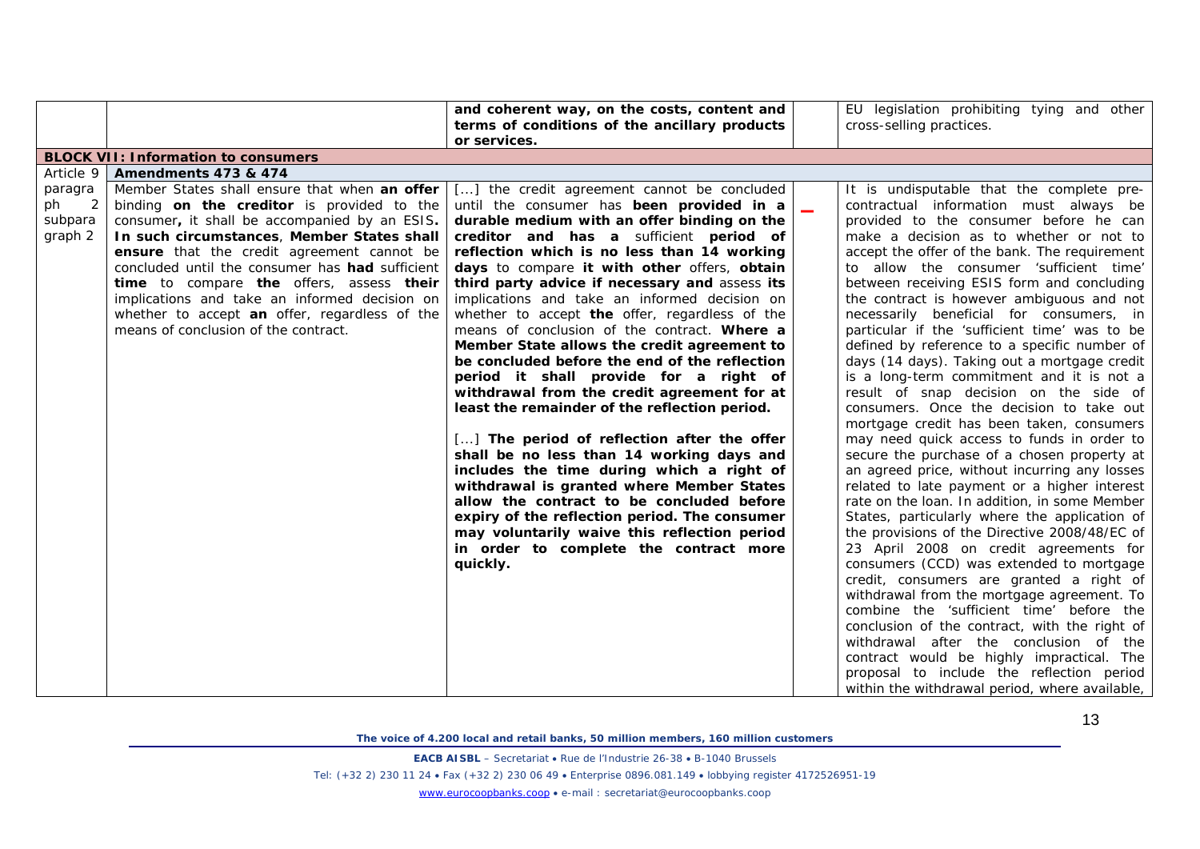| | | | | |
|---|---|---|---|---|
| | | **and coherent way, on the costs, content and terms of conditions of the ancillary products or services.** | | EU legislation prohibiting tying and other cross-selling practices. |
| **BLOCK VII: Information to consumers** | | | | |
| Article 9 | **Amendments 473 & 474** | | | |
| paragraph 2 subparagraph 2 | Member States shall ensure that when **an offer** binding **on the creditor** is provided to the consumer**,** it shall be accompanied by an ESIS**. In such circumstances**, **Member States shall ensure** that the credit agreement cannot be concluded until the consumer has **had** sufficient **time** to compare **the** offers, assess **their** implications and take an informed decision on whether to accept **an** offer, regardless of the means of conclusion of the contract. | [...] the credit agreement cannot be concluded until the consumer has **been provided in a durable medium with an offer binding on the creditor and has a** sufficient **period of reflection which is no less than 14 working days** to compare **it with other** offers, **obtain third party advice if necessary and** assess **its** implications and take an informed decision on whether to accept **the** offer, regardless of the means of conclusion of the contract. **Where a Member State allows the credit agreement to be concluded before the end of the reflection period it shall provide for a right of withdrawal from the credit agreement for at least the remainder of the reflection period.**<br><br>[...] **The period of reflection after the offer shall be no less than 14 working days and includes the time during which a right of withdrawal is granted where Member States allow the contract to be concluded before expiry of the reflection period. The consumer may voluntarily waive this reflection period in order to complete the contract more quickly.** | **–** | It is undisputable that the complete pre-contractual information must always be provided to the consumer before he can make a decision as to whether or not to accept the offer of the bank. The requirement to allow the consumer 'sufficient time' between receiving ESIS form and concluding the contract is however ambiguous and not necessarily beneficial for consumers, in particular if the 'sufficient time' was to be defined by reference to a specific number of days (14 days). Taking out a mortgage credit is a long-term commitment and it is not a result of snap decision on the side of consumers. Once the decision to take out mortgage credit has been taken, consumers may need quick access to funds in order to secure the purchase of a chosen property at an agreed price, without incurring any losses related to late payment or a higher interest rate on the loan. In addition, in some Member States, particularly where the application of the provisions of the Directive 2008/48/EC of 23 April 2008 on credit agreements for consumers (CCD) was extended to mortgage credit, consumers are granted a right of withdrawal from the mortgage agreement. To combine the 'sufficient time' before the conclusion of the contract, with the right of withdrawal after the conclusion of the contract would be highly impractical. The proposal to include the reflection period within the withdrawal period, where available, |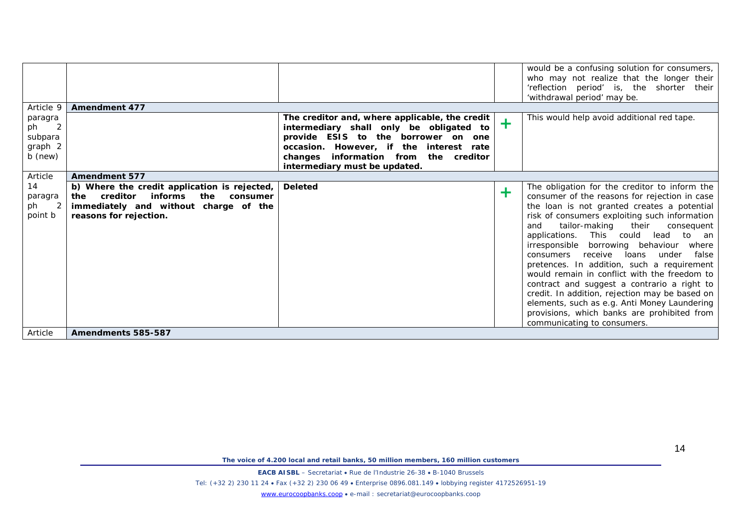| | | | | |
|---|---|---|---|---|
| | | | | would be a confusing solution for consumers, who may not realize that the longer their 'reflection period' is, the shorter their 'withdrawal period' may be. |
| Article 9 paragraph 2 subparagraph 2 b (new) | **Amendment 477** | | | |
| | | **The creditor and, where applicable, the credit intermediary shall only be obligated to provide ESIS to the borrower on one occasion. However, if the interest rate changes information from the creditor intermediary must be updated.** | + | This would help avoid additional red tape. |
| Article 14 paragraph 2 point b | **Amendment 577** | | | |
| | **b) Where the credit application is rejected, the creditor informs the consumer immediately and without charge of the reasons for rejection.** | **Deleted** | + | The obligation for the creditor to inform the consumer of the reasons for rejection in case the loan is not granted creates a potential risk of consumers exploiting such information and tailor-making their consequent applications. This could lead to an irresponsible borrowing behaviour where consumers receive loans under false pretences. In addition, such a requirement would remain in conflict with the freedom to contract and suggest a contrario a right to credit. In addition, rejection may be based on elements, such as e.g. Anti Money Laundering provisions, which banks are prohibited from communicating to consumers. |
| Article | **Amendments 585-587** | | | |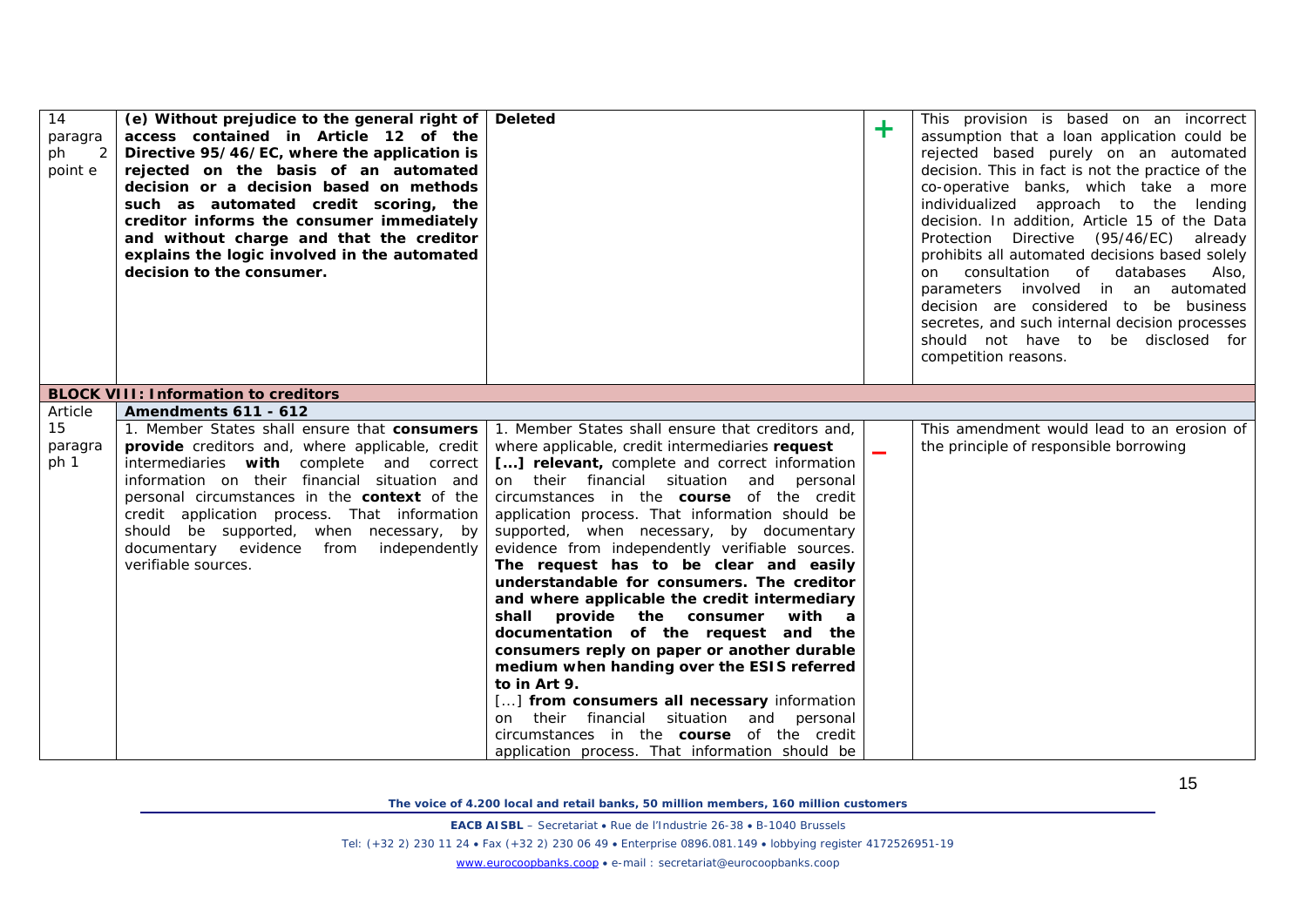| | | | | |
|---|---|---|---|---|
| 14 paragraph 2 point e | **(e) Without prejudice to the general right of access contained in Article 12 of the Directive 95/46/EC, where the application is rejected on the basis of an automated decision or a decision based on methods such as automated credit scoring, the creditor informs the consumer immediately and without charge and that the creditor explains the logic involved in the automated decision to the consumer.** | **Deleted** | + | This provision is based on an incorrect assumption that a loan application could be rejected based purely on an automated decision. This in fact is not the practice of the co-operative banks, which take a more individualized approach to the lending decision. In addition, Article 15 of the Data Protection Directive (95/46/EC) already prohibits all automated decisions based solely on consultation of databases Also, parameters involved in an automated decision are considered to be business secretes, and such internal decision processes should not have to be disclosed for competition reasons. |
| **BLOCK VIII: Information to creditors** | | | | |
| Article | **Amendments 611 - 612** | | | |
| 15 paragraph 1 | 1. Member States shall ensure that **consumers provide** creditors and, where applicable, credit intermediaries **with** complete and correct information on their financial situation and personal circumstances in the **context** of the credit application process. That information should be supported, when necessary, by documentary evidence from independently verifiable sources. | 1. Member States shall ensure that creditors and, where applicable, credit intermediaries **request [...] relevant,** complete and correct information on their financial situation and personal circumstances in the **course** of the credit application process. That information should be supported, when necessary, by documentary evidence from independently verifiable sources. **The request has to be clear and easily understandable for consumers. The creditor and where applicable the credit intermediary shall provide the consumer with a documentation of the request and the consumers reply on paper or another durable medium when handing over the ESIS referred to in Art 9.** [...] **from consumers all necessary** information on their financial situation and personal circumstances in the **course** of the credit application process. That information should be | – | This amendment would lead to an erosion of the principle of responsible borrowing |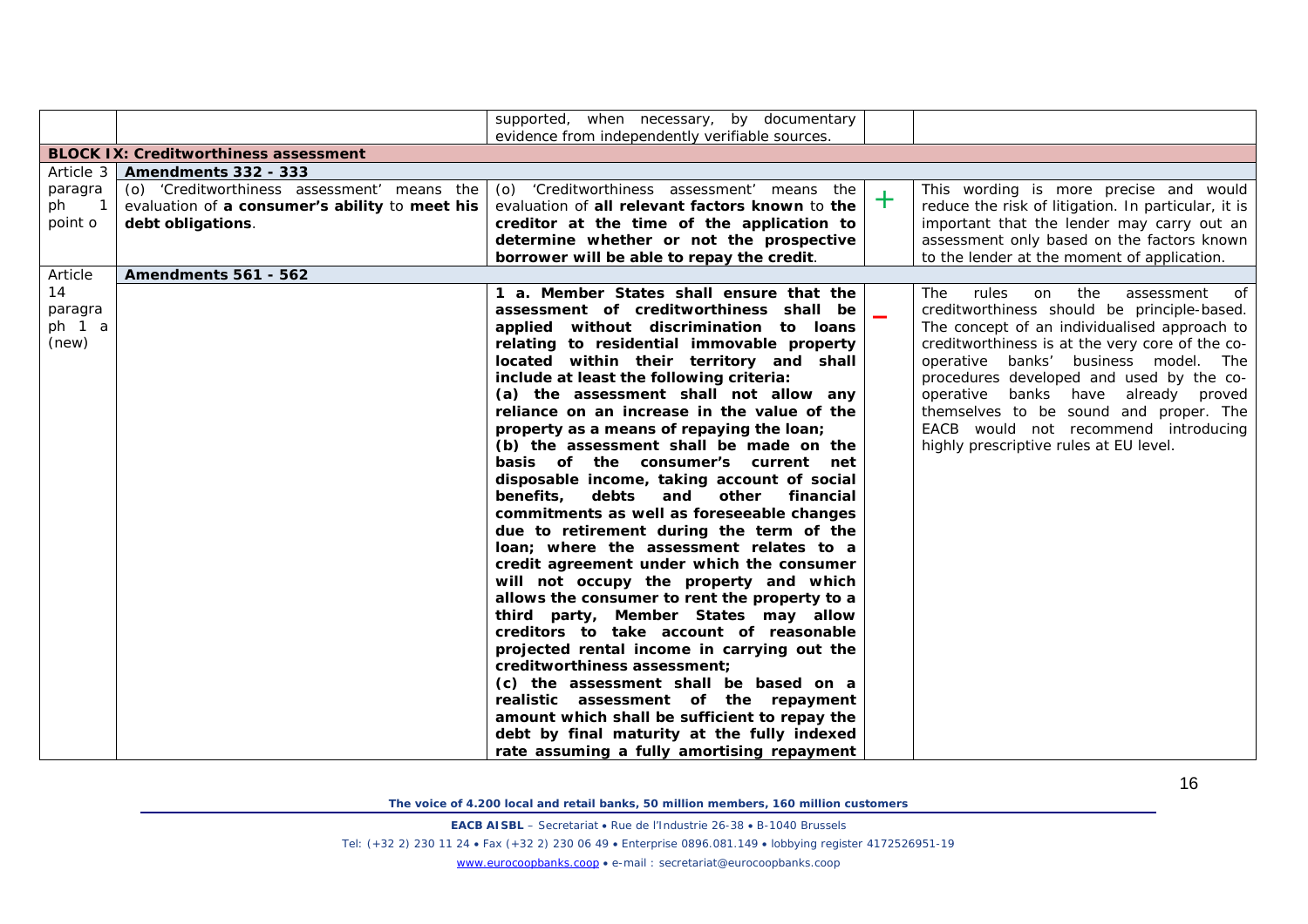| | | | | |
|---|---|---|---|---|
| | | supported, when necessary, by documentary evidence from independently verifiable sources. | | |
| **BLOCK IX: Creditworthiness assessment** | | | | |
| Article 3 | **Amendments 332 - 333** | | | |
| paragraph 1 point o | (o) 'Creditworthiness assessment' means the evaluation of **a consumer's ability** to **meet his debt obligations**. | (o) 'Creditworthiness assessment' means the evaluation of **all relevant factors known** to **the creditor at the time of the application to determine whether or not the prospective borrower will be able to repay the credit**. | + | This wording is more precise and would reduce the risk of litigation. In particular, it is important that the lender may carry out an assessment only based on the factors known to the lender at the moment of application. |
| Article | **Amendments 561 - 562** | | | |
| 14 paragraph 1 a (new) | | **1 a. Member States shall ensure that the assessment of creditworthiness shall be applied without discrimination to loans relating to residential immovable property located within their territory and shall include at least the following criteria:**<br>**(a) the assessment shall not allow any reliance on an increase in the value of the property as a means of repaying the loan;**<br>**(b) the assessment shall be made on the basis of the consumer's current net disposable income, taking account of social benefits, debts and other financial commitments as well as foreseeable changes due to retirement during the term of the loan; where the assessment relates to a credit agreement under which the consumer will not occupy the property and which allows the consumer to rent the property to a third party, Member States may allow creditors to take account of reasonable projected rental income in carrying out the creditworthiness assessment;**<br>**(c) the assessment shall be based on a realistic assessment of the repayment amount which shall be sufficient to repay the debt by final maturity at the fully indexed rate assuming a fully amortising repayment** | – | The rules on the assessment of creditworthiness should be principle-based. The concept of an individualised approach to creditworthiness is at the very core of the co-operative banks' business model. The procedures developed and used by the co-operative banks have already proved themselves to be sound and proper. The EACB would not recommend introducing highly prescriptive rules at EU level. |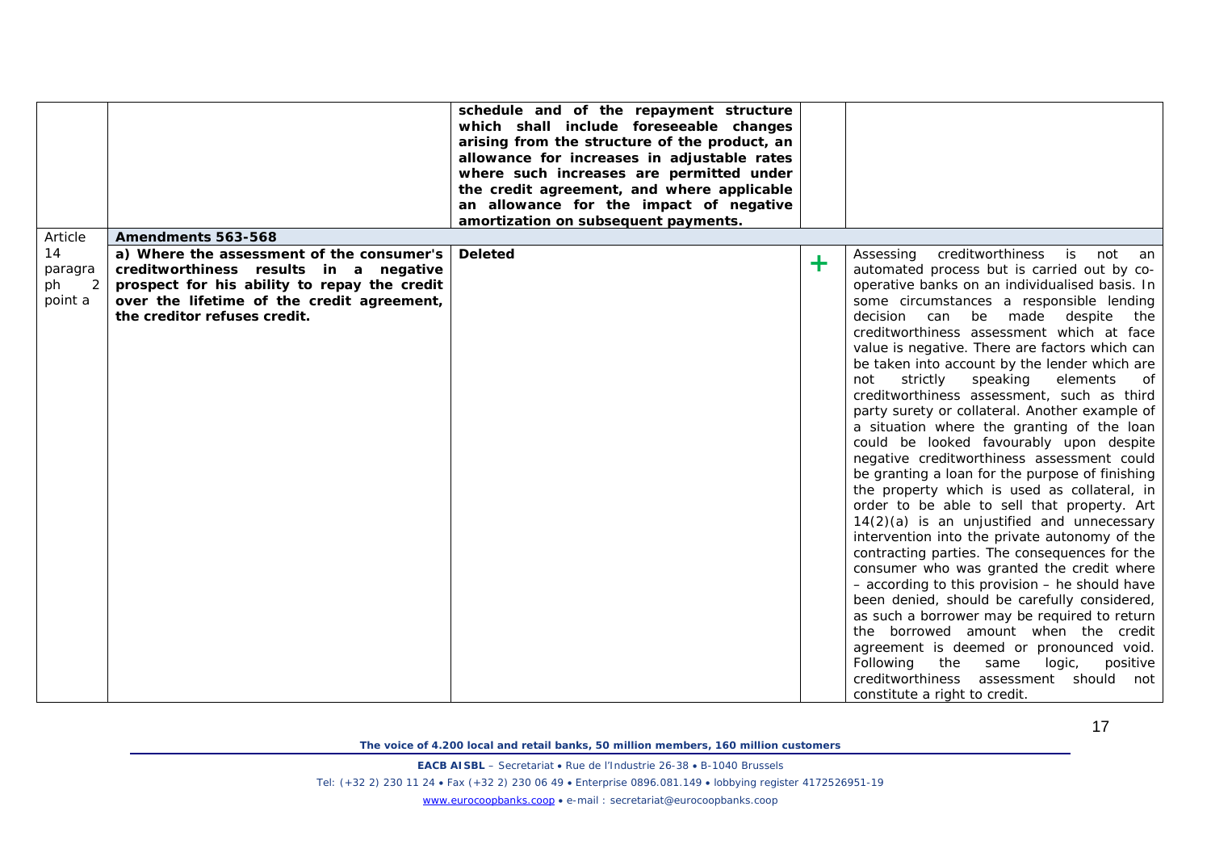| | | | | |
|---|---|---|---|---|
| | | **schedule and of the repayment structure which shall include foreseeable changes arising from the structure of the product, an allowance for increases in adjustable rates where such increases are permitted under the credit agreement, and where applicable an allowance for the impact of negative amortization on subsequent payments.** | | |
| Article | **Amendments 563-568** | | | |
| 14 paragraph 2 point a | **a) Where the assessment of the consumer's creditworthiness results in a negative prospect for his ability to repay the credit over the lifetime of the credit agreement, the creditor refuses credit.** | **Deleted** | + | Assessing creditworthiness is not an automated process but is carried out by co-operative banks on an individualised basis. In some circumstances a responsible lending decision can be made despite the creditworthiness assessment which at face value is negative. There are factors which can be taken into account by the lender which are not strictly speaking elements of creditworthiness assessment, such as third party surety or collateral. Another example of a situation where the granting of the loan could be looked favourably upon despite negative creditworthiness assessment could be granting a loan for the purpose of finishing the property which is used as collateral, in order to be able to sell that property. Art 14(2)(a) is an unjustified and unnecessary intervention into the private autonomy of the contracting parties. The consequences for the consumer who was granted the credit where – according to this provision – he should have been denied, should be carefully considered, as such a borrower may be required to return the borrowed amount when the credit agreement is deemed or pronounced void. Following the same logic, positive creditworthiness assessment should not constitute a right to credit. |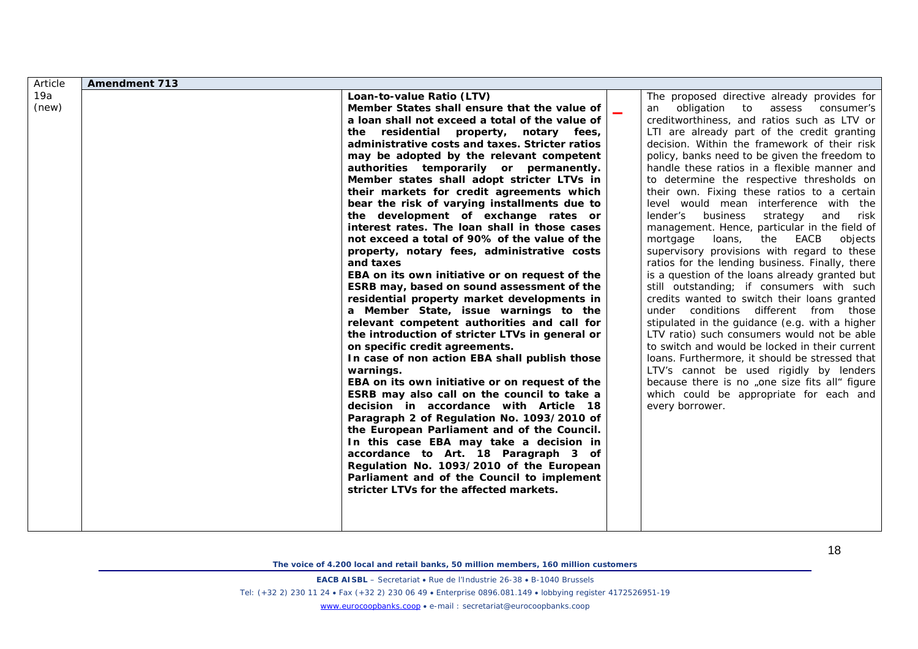| Article | Amendment 713 | | | |
|---|---|---|---|---|
| 19a (new) | | **Loan-to-value Ratio (LTV)** <br> **Member States shall ensure that the value of a loan shall not exceed a total of the value of the residential property, notary fees, administrative costs and taxes. Stricter ratios may be adopted by the relevant competent authorities temporarily or permanently. Member states shall adopt stricter LTVs in their markets for credit agreements which bear the risk of varying installments due to the development of exchange rates or interest rates. The loan shall in those cases not exceed a total of 90% of the value of the property, notary fees, administrative costs and taxes** <br> **EBA on its own initiative or on request of the ESRB may, based on sound assessment of the residential property market developments in a Member State, issue warnings to the relevant competent authorities and call for the introduction of stricter LTVs in general or on specific credit agreements.** <br> **In case of non action EBA shall publish those warnings.** <br> **EBA on its own initiative or on request of the ESRB may also call on the council to take a decision in accordance with Article 18 Paragraph 2 of Regulation No. 1093/2010 of the European Parliament and of the Council. In this case EBA may take a decision in accordance to Art. 18 Paragraph 3 of Regulation No. 1093/2010 of the European Parliament and of the Council to implement stricter LTVs for the affected markets.** | – | The proposed directive already provides for an obligation to assess consumer's creditworthiness, and ratios such as LTV or LTI are already part of the credit granting decision. Within the framework of their risk policy, banks need to be given the freedom to handle these ratios in a flexible manner and to determine the respective thresholds on their own. Fixing these ratios to a certain level would mean interference with the lender's business strategy and risk management. Hence, particular in the field of mortgage loans, the EACB objects supervisory provisions with regard to these ratios for the lending business. Finally, there is a question of the loans already granted but still outstanding; if consumers with such credits wanted to switch their loans granted under conditions different from those stipulated in the guidance (e.g. with a higher LTV ratio) such consumers would not be able to switch and would be locked in their current loans. Furthermore, it should be stressed that LTV's cannot be used rigidly by lenders because there is no „one size fits all" figure which could be appropriate for each and every borrower. |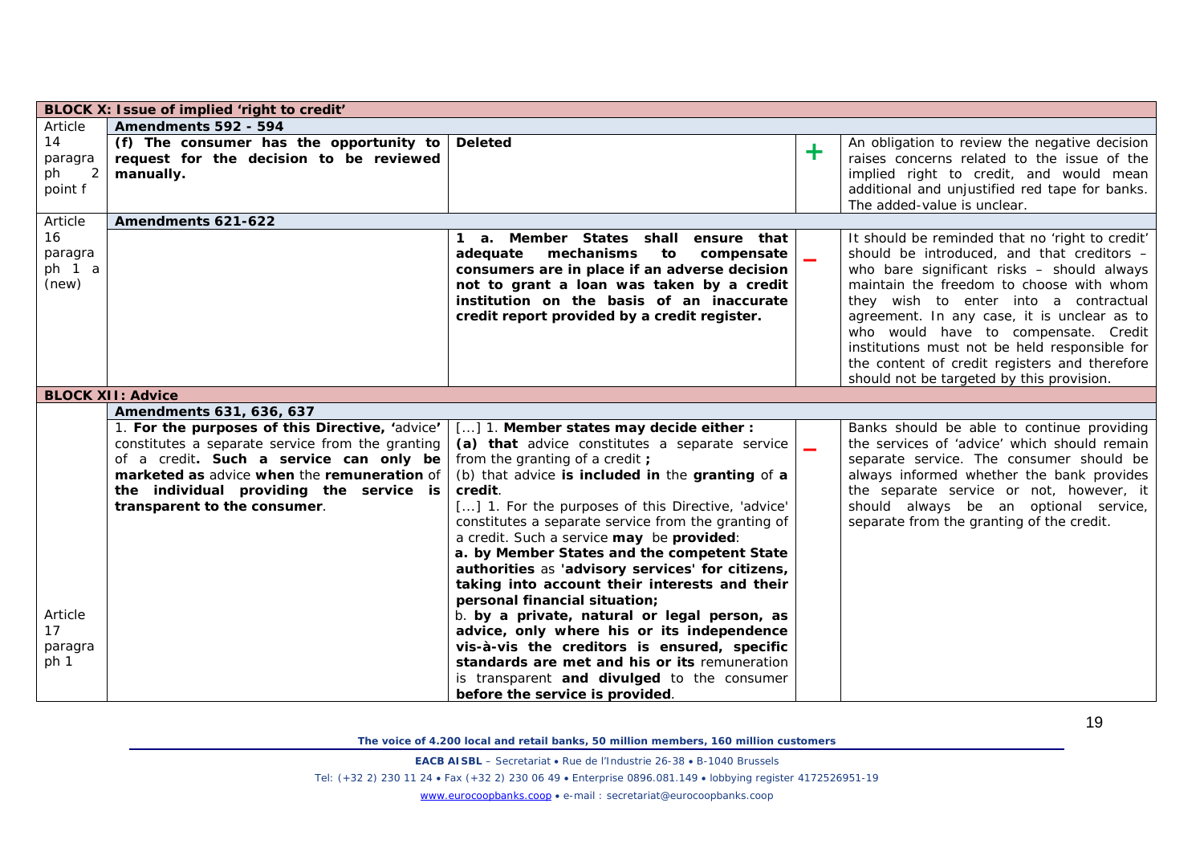| Article | Proposal | Amendment | | Comment |
|---|---|---|---|---|
| **BLOCK X: Issue of implied 'right to credit'** | | | | |
| Article 14 paragraph 2 point f | **Amendments 592 - 594** | | | |
| | **(f) The consumer has the opportunity to request for the decision to be reviewed manually.** | **Deleted** | + | An obligation to review the negative decision raises concerns related to the issue of the implied right to credit, and would mean additional and unjustified red tape for banks. The added-value is unclear. |
| Article 16 paragraph 1 a (new) | **Amendments 621-622** | | | |
| | | **1 a. Member States shall ensure that adequate mechanisms to compensate consumers are in place if an adverse decision not to grant a loan was taken by a credit institution on the basis of an inaccurate credit report provided by a credit register.** | – | It should be reminded that no 'right to credit' should be introduced, and that creditors – who bare significant risks – should always maintain the freedom to choose with whom they wish to enter into a contractual agreement. In any case, it is unclear as to who would have to compensate. Credit institutions must not be held responsible for the content of credit registers and therefore should not be targeted by this provision. |
| **BLOCK XII: Advice** | | | | |
| Article 17 paragraph 1 | **Amendments 631, 636, 637** | | | |
| | 1. **For the purposes of this Directive, '**advice**'** constitutes a separate service from the granting of a credit**. Such a service can only be marketed as** advice **when** the **remuneration** of **the individual providing the service is transparent to the consumer**. | [...] 1. **Member states may decide either :**<br>**(a) that** advice constitutes a separate service from the granting of a credit **;**<br>(b) that advice **is included in** the **granting** of **a credit**.<br>[...] 1. For the purposes of this Directive, 'advice' constitutes a separate service from the granting of a credit. Such a service **may** be **provided**:<br>**a. by Member States and the competent State authorities** as **'advisory services' for citizens, taking into account their interests and their personal financial situation;**<br>b. **by a private, natural or legal person, as advice, only where his or its independence vis-à-vis the creditors is ensured, specific standards are met and his or its** remuneration is transparent **and divulged** to the consumer **before the service is provided**. | – | Banks should be able to continue providing the services of 'advice' which should remain separate service. The consumer should be always informed whether the bank provides the separate service or not, however, it should always be an optional service, separate from the granting of the credit. |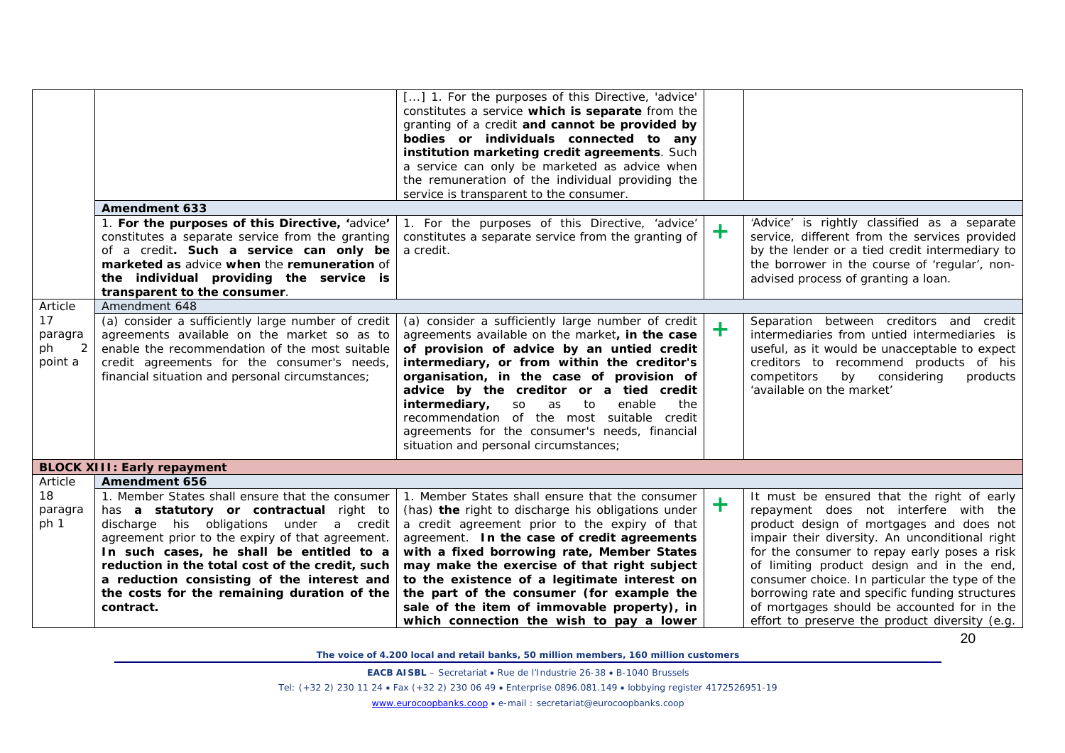| | | | | |
|---|---|---|---|---|
| | | [...] 1. For the purposes of this Directive, 'advice' constitutes a service **which is separate** from the granting of a credit **and cannot be provided by bodies or individuals connected to any institution marketing credit agreements**. Such a service can only be marketed as advice when the remuneration of the individual providing the service is transparent to the consumer. | | |
| | **Amendment 633** | | | |
| | 1. **For the purposes of this Directive, '**advice' constitutes a separate service from the granting of a credit**. Such a service can only be marketed as** advice **when** the **remuneration** of **the individual providing the service is transparent to the consumer**. | 1. For the purposes of this Directive, 'advice' constitutes a separate service from the granting of a credit. | + | 'Advice' is rightly classified as a separate service, different from the services provided by the lender or a tied credit intermediary to the borrower in the course of 'regular', non-advised process of granting a loan. |
| Article 17 paragraph 2 point a | Amendment 648 | | | |
| | (a) consider a sufficiently large number of credit agreements available on the market so as to enable the recommendation of the most suitable credit agreements for the consumer's needs, financial situation and personal circumstances; | (a) consider a sufficiently large number of credit agreements available on the market**, in the case of provision of advice by an untied credit intermediary, or from within the creditor's organisation, in the case of provision of advice by the creditor or a tied credit intermediary,** so as to enable the recommendation of the most suitable credit agreements for the consumer's needs, financial situation and personal circumstances; | + | Separation between creditors and credit intermediaries from untied intermediaries is useful, as it would be unacceptable to expect creditors to recommend products of his competitors by considering products 'available on the market' |
| **BLOCK XIII: Early repayment** | | | | |
| Article 18 paragraph 1 | **Amendment 656** | | | |
| | 1. Member States shall ensure that the consumer has **a statutory or contractual** right to discharge his obligations under a credit agreement prior to the expiry of that agreement. **In such cases, he shall be entitled to a reduction in the total cost of the credit, such a reduction consisting of the interest and the costs for the remaining duration of the contract.** | 1. Member States shall ensure that the consumer (has) **the** right to discharge his obligations under a credit agreement prior to the expiry of that agreement. **In the case of credit agreements with a fixed borrowing rate, Member States may make the exercise of that right subject to the existence of a legitimate interest on the part of the consumer (for example the sale of the item of immovable property), in which connection the wish to pay a lower** | + | It must be ensured that the right of early repayment does not interfere with the product design of mortgages and does not impair their diversity. An unconditional right for the consumer to repay early poses a risk of limiting product design and in the end, consumer choice. In particular the type of the borrowing rate and specific funding structures of mortgages should be accounted for in the effort to preserve the product diversity (e.g. |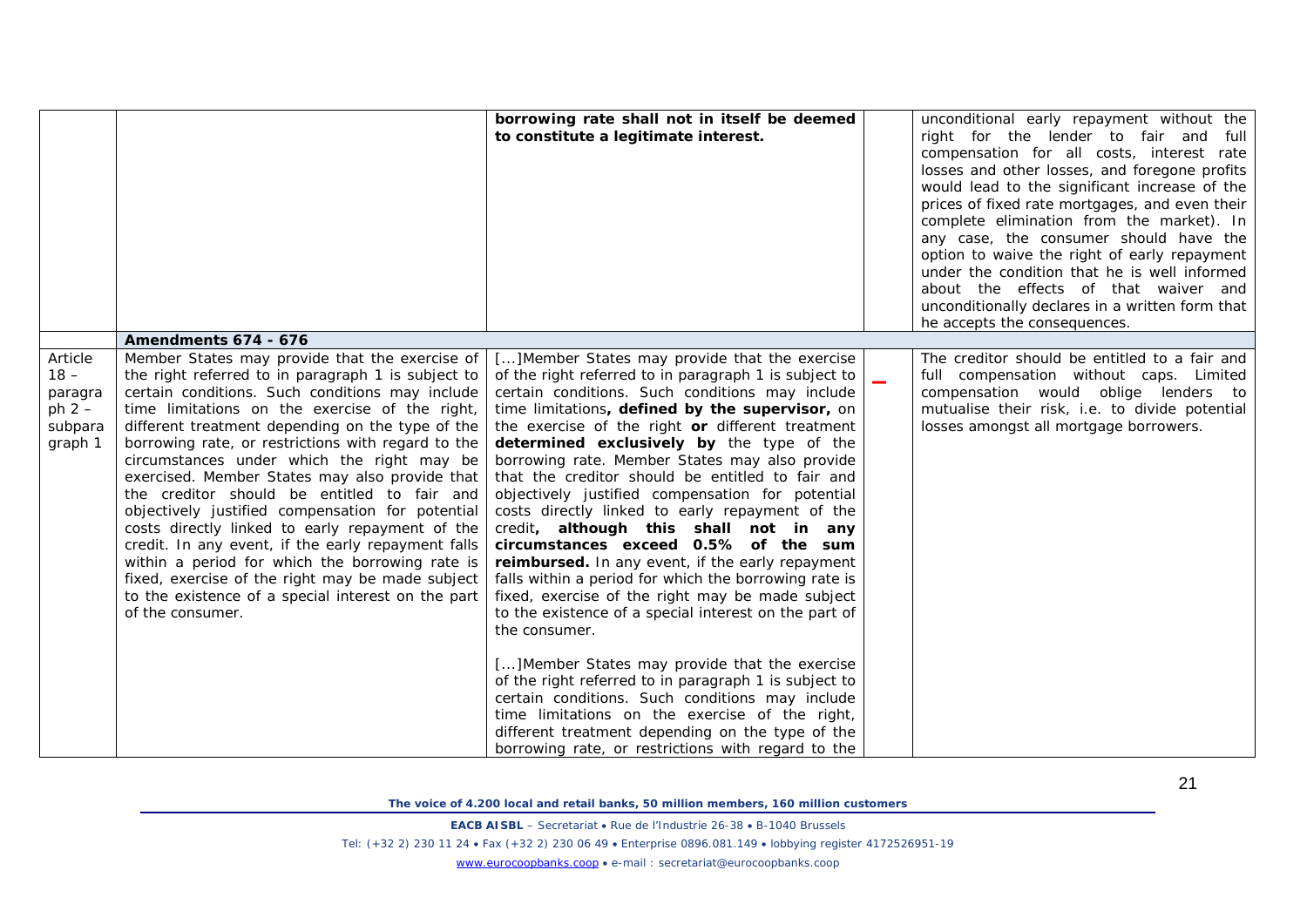| | | | | |
|---|---|---|---|---|
| | | **borrowing rate shall not in itself be deemed to constitute a legitimate interest.** | | unconditional early repayment without the right for the lender to fair and full compensation for all costs, interest rate losses and other losses, and foregone profits would lead to the significant increase of the prices of fixed rate mortgages, and even their complete elimination from the market). In any case, the consumer should have the option to waive the right of early repayment under the condition that he is well informed about the effects of that waiver and unconditionally declares in a written form that he accepts the consequences. |
| | **Amendments 674 - 676** | | | |
| Article 18 – paragraph 2 – subparagraph 1 | Member States may provide that the exercise of the right referred to in paragraph 1 is subject to certain conditions. Such conditions may include time limitations on the exercise of the right, different treatment depending on the type of the borrowing rate, or restrictions with regard to the circumstances under which the right may be exercised. Member States may also provide that the creditor should be entitled to fair and objectively justified compensation for potential costs directly linked to early repayment of the credit. In any event, if the early repayment falls within a period for which the borrowing rate is fixed, exercise of the right may be made subject to the existence of a special interest on the part of the consumer. | [...]Member States may provide that the exercise of the right referred to in paragraph 1 is subject to certain conditions. Such conditions may include time limitations**, defined by the supervisor,** on the exercise of the right **or** different treatment **determined exclusively by** the type of the borrowing rate. Member States may also provide that the creditor should be entitled to fair and objectively justified compensation for potential costs directly linked to early repayment of the credit**, although this shall not in any circumstances exceed 0.5% of the sum reimbursed.** In any event, if the early repayment falls within a period for which the borrowing rate is fixed, exercise of the right may be made subject to the existence of a special interest on the part of the consumer.<br><br>[...]Member States may provide that the exercise of the right referred to in paragraph 1 is subject to certain conditions. Such conditions may include time limitations on the exercise of the right, different treatment depending on the type of the borrowing rate, or restrictions with regard to the | – | The creditor should be entitled to a fair and full compensation without caps. Limited compensation would oblige lenders to mutualise their risk, i.e. to divide potential losses amongst all mortgage borrowers. |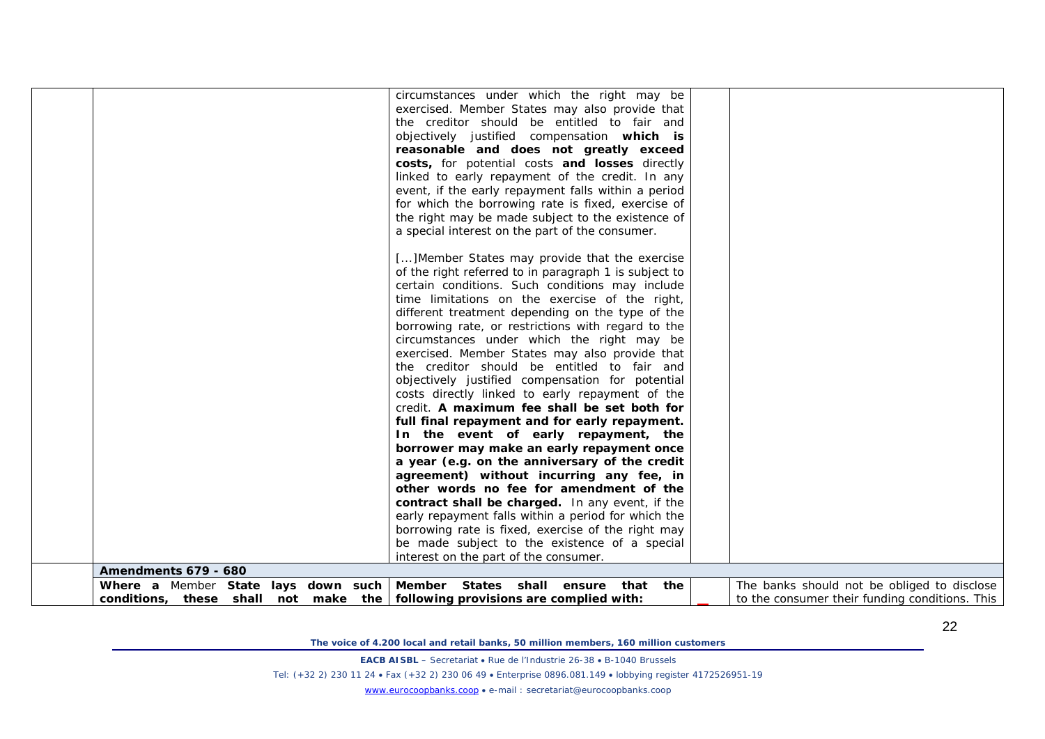| | | | | |
|---|---|---|---|---|
| | | circumstances under which the right may be exercised. Member States may also provide that the creditor should be entitled to fair and objectively justified compensation **which is reasonable and does not greatly exceed costs,** for potential costs **and losses** directly linked to early repayment of the credit. In any event, if the early repayment falls within a period for which the borrowing rate is fixed, exercise of the right may be made subject to the existence of a special interest on the part of the consumer.<br><br>[...]Member States may provide that the exercise of the right referred to in paragraph 1 is subject to certain conditions. Such conditions may include time limitations on the exercise of the right, different treatment depending on the type of the borrowing rate, or restrictions with regard to the circumstances under which the right may be exercised. Member States may also provide that the creditor should be entitled to fair and objectively justified compensation for potential costs directly linked to early repayment of the credit. **A maximum fee shall be set both for full final repayment and for early repayment. In the event of early repayment, the borrower may make an early repayment once a year (e.g. on the anniversary of the credit agreement) without incurring any fee, in other words no fee for amendment of the contract shall be charged.** In any event, if the early repayment falls within a period for which the borrowing rate is fixed, exercise of the right may be made subject to the existence of a special interest on the part of the consumer. | | |
| | **Amendments 679 - 680** | | | |
| | **Where a** Member **State lays down such conditions, these shall not make the** | **Member States shall ensure that the following provisions are complied with:** | | The banks should not be obliged to disclose to the consumer their funding conditions. This |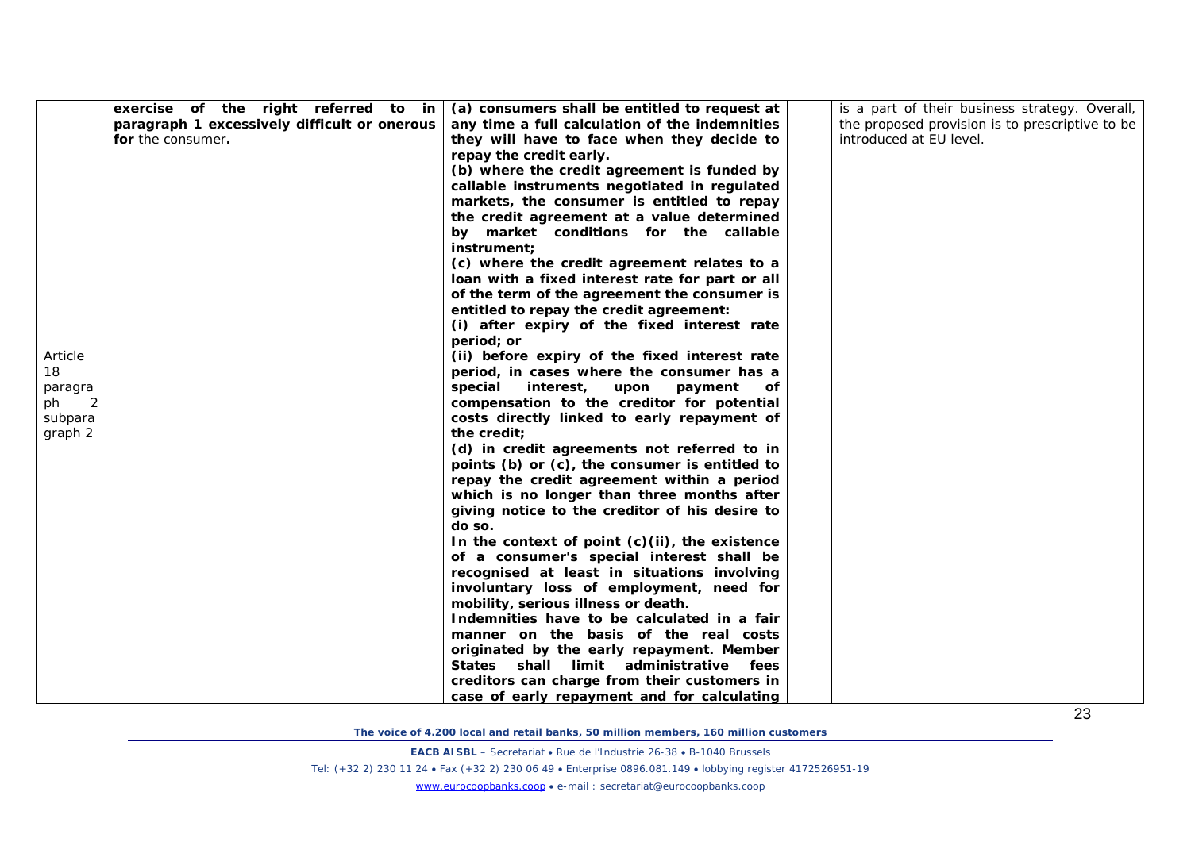| | | | | |
|---|---|---|---|---|
| Article 18 paragraph 2 subparagraph 2 | **exercise of the right referred to in paragraph 1 excessively difficult or onerous for** the consumer**.** | **(a) consumers shall be entitled to request at any time a full calculation of the indemnities they will have to face when they decide to repay the credit early.**<br>**(b) where the credit agreement is funded by callable instruments negotiated in regulated markets, the consumer is entitled to repay the credit agreement at a value determined by market conditions for the callable instrument;**<br>**(c) where the credit agreement relates to a loan with a fixed interest rate for part or all of the term of the agreement the consumer is entitled to repay the credit agreement:**<br>**(i) after expiry of the fixed interest rate period; or**<br>**(ii) before expiry of the fixed interest rate period, in cases where the consumer has a special interest, upon payment of compensation to the creditor for potential costs directly linked to early repayment of the credit;**<br>**(d) in credit agreements not referred to in points (b) or (c), the consumer is entitled to repay the credit agreement within a period which is no longer than three months after giving notice to the creditor of his desire to do so.**<br>**In the context of point (c)(ii), the existence of a consumer's special interest shall be recognised at least in situations involving involuntary loss of employment, need for mobility, serious illness or death.**<br>**Indemnities have to be calculated in a fair manner on the basis of the real costs originated by the early repayment. Member States shall limit administrative fees creditors can charge from their customers in case of early repayment and for calculating** | | is a part of their business strategy. Overall, the proposed provision is to prescriptive to be introduced at EU level. |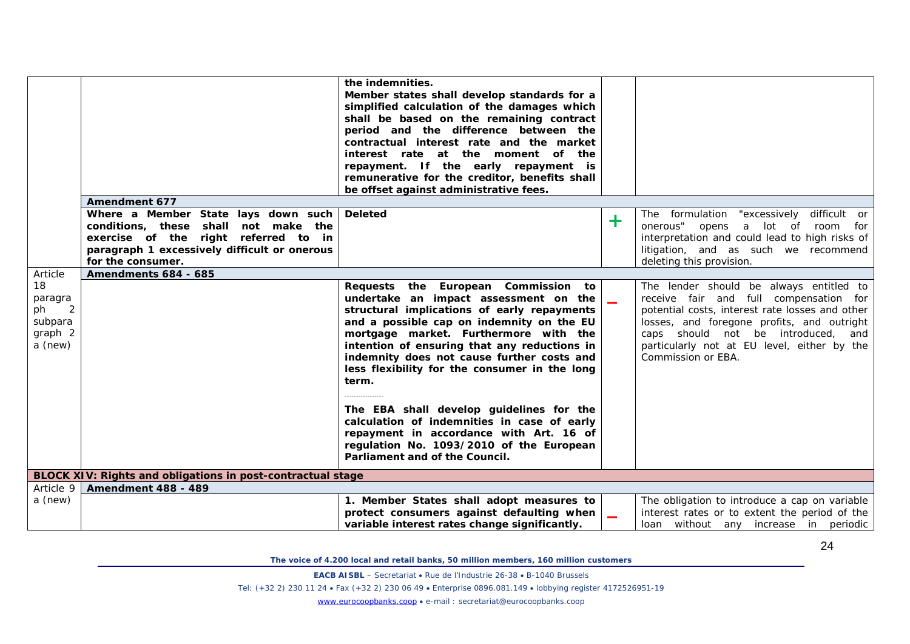| | | | | |
|---|---|---|---|---|
| | | **the indemnities.**<br>**Member states shall develop standards for a simplified calculation of the damages which shall be based on the remaining contract period and the difference between the contractual interest rate and the market interest rate at the moment of the repayment. If the early repayment is remunerative for the creditor, benefits shall be offset against administrative fees.** | | |
| | **Amendment 677** | | | |
| | **Where a Member State lays down such conditions, these shall not make the exercise of the right referred to in paragraph 1 excessively difficult or onerous for the consumer.** | **Deleted** | + | The formulation "excessively difficult or onerous" opens a lot of room for interpretation and could lead to high risks of litigation, and as such we recommend deleting this provision. |
| Article 18 paragraph 2 subparagraph 2 a (new) | **Amendments 684 - 685** | | | |
| | | **Requests the European Commission to undertake an impact assessment on the structural implications of early repayments and a possible cap on indemnity on the EU mortgage market. Furthermore with the intention of ensuring that any reductions in indemnity does not cause further costs and less flexibility for the consumer in the long term.**<br>---------------<br>**The EBA shall develop guidelines for the calculation of indemnities in case of early repayment in accordance with Art. 16 of regulation No. 1093/2010 of the European Parliament and of the Council.** | – | The lender should be always entitled to receive fair and full compensation for potential costs, interest rate losses and other losses, and foregone profits, and outright caps should not be introduced, and particularly not at EU level, either by the Commission or EBA. |
| **BLOCK XIV: Rights and obligations in post-contractual stage** | | | | |
| Article 9 a (new) | **Amendment 488 - 489** | | | |
| | | **1. Member States shall adopt measures to protect consumers against defaulting when variable interest rates change significantly.** | – | The obligation to introduce a cap on variable interest rates or to extent the period of the loan without any increase in periodic |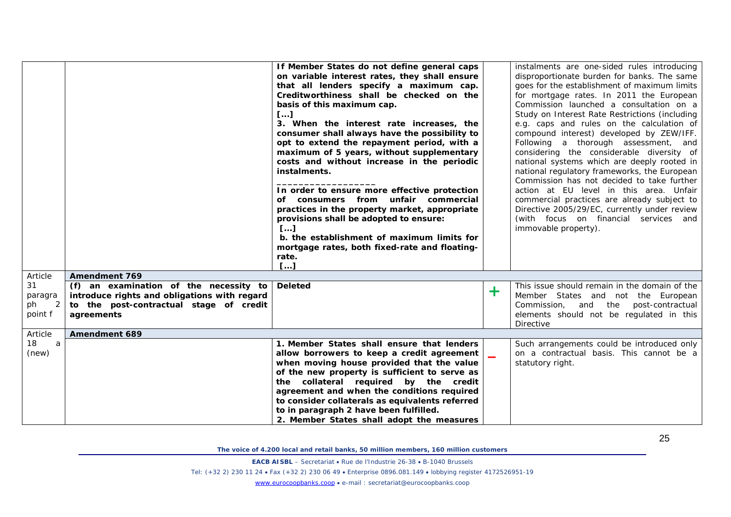| | | | | |
|---|---|---|---|---|
| | | **If Member States do not define general caps on variable interest rates, they shall ensure that all lenders specify a maximum cap. Creditworthiness shall be checked on the basis of this maximum cap.** **[…]** **3. When the interest rate increases, the consumer shall always have the possibility to opt to extend the repayment period, with a maximum of 5 years, without supplementary costs and without increase in the periodic instalments.** ___________________ **In order to ensure more effective protection of consumers from unfair commercial practices in the property market, appropriate provisions shall be adopted to ensure:** **[…]** **b. the establishment of maximum limits for mortgage rates, both fixed-rate and floating-rate.** **[…]** | | instalments are one-sided rules introducing disproportionate burden for banks. The same goes for the establishment of maximum limits for mortgage rates. In 2011 the European Commission launched a consultation on a Study on Interest Rate Restrictions (including e.g. caps and rules on the calculation of compound interest) developed by ZEW/IFF. Following a thorough assessment, and considering the considerable diversity of national systems which are deeply rooted in national regulatory frameworks, the European Commission has not decided to take further action at EU level in this area. Unfair commercial practices are already subject to Directive 2005/29/EC, currently under review (with focus on financial services and immovable property). |
| Article 31 paragraph 2 point f | **Amendment 769** | | | |
| | **(f) an examination of the necessity to introduce rights and obligations with regard to the post-contractual stage of credit agreements** | **Deleted** | + | This issue should remain in the domain of the Member States and not the European Commission, and the post-contractual elements should not be regulated in this Directive |
| Article 18 a (new) | **Amendment 689** | | | |
| | | **1. Member States shall ensure that lenders allow borrowers to keep a credit agreement when moving house provided that the value of the new property is sufficient to serve as the collateral required by the credit agreement and when the conditions required to consider collaterals as equivalents referred to in paragraph 2 have been fulfilled.** **2. Member States shall adopt the measures** | – | Such arrangements could be introduced only on a contractual basis. This cannot be a statutory right. |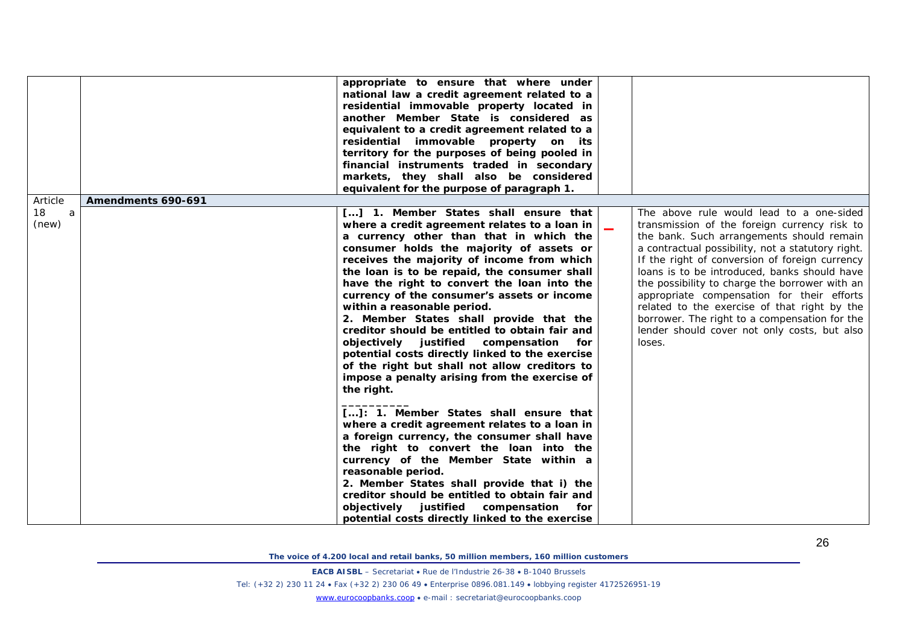| | | | | |
|---|---|---|---|---|
| | | **appropriate to ensure that where under national law a credit agreement related to a residential immovable property located in another Member State is considered as equivalent to a credit agreement related to a residential immovable property on its territory for the purposes of being pooled in financial instruments traded in secondary markets, they shall also be considered equivalent for the purpose of paragraph 1.** | | |
| Article 18 a (new) | **Amendments 690-691** | | | |
| | | **[...] 1. Member States shall ensure that where a credit agreement relates to a loan in a currency other than that in which the consumer holds the majority of assets or receives the majority of income from which the loan is to be repaid, the consumer shall have the right to convert the loan into the currency of the consumer's assets or income within a reasonable period.**<br>**2. Member States shall provide that the creditor should be entitled to obtain fair and objectively justified compensation for potential costs directly linked to the exercise of the right but shall not allow creditors to impose a penalty arising from the exercise of the right.**<br>**\_\_\_\_\_\_\_\_\_\_**<br>**[...]: 1. Member States shall ensure that where a credit agreement relates to a loan in a foreign currency, the consumer shall have the right to convert the loan into the currency of the Member State within a reasonable period.**<br>**2. Member States shall provide that i) the creditor should be entitled to obtain fair and objectively justified compensation for potential costs directly linked to the exercise** | – | The above rule would lead to a one-sided transmission of the foreign currency risk to the bank. Such arrangements should remain a contractual possibility, not a statutory right. If the right of conversion of foreign currency loans is to be introduced, banks should have the possibility to charge the borrower with an appropriate compensation for their efforts related to the exercise of that right by the borrower. The right to a compensation for the lender should cover not only costs, but also loses. |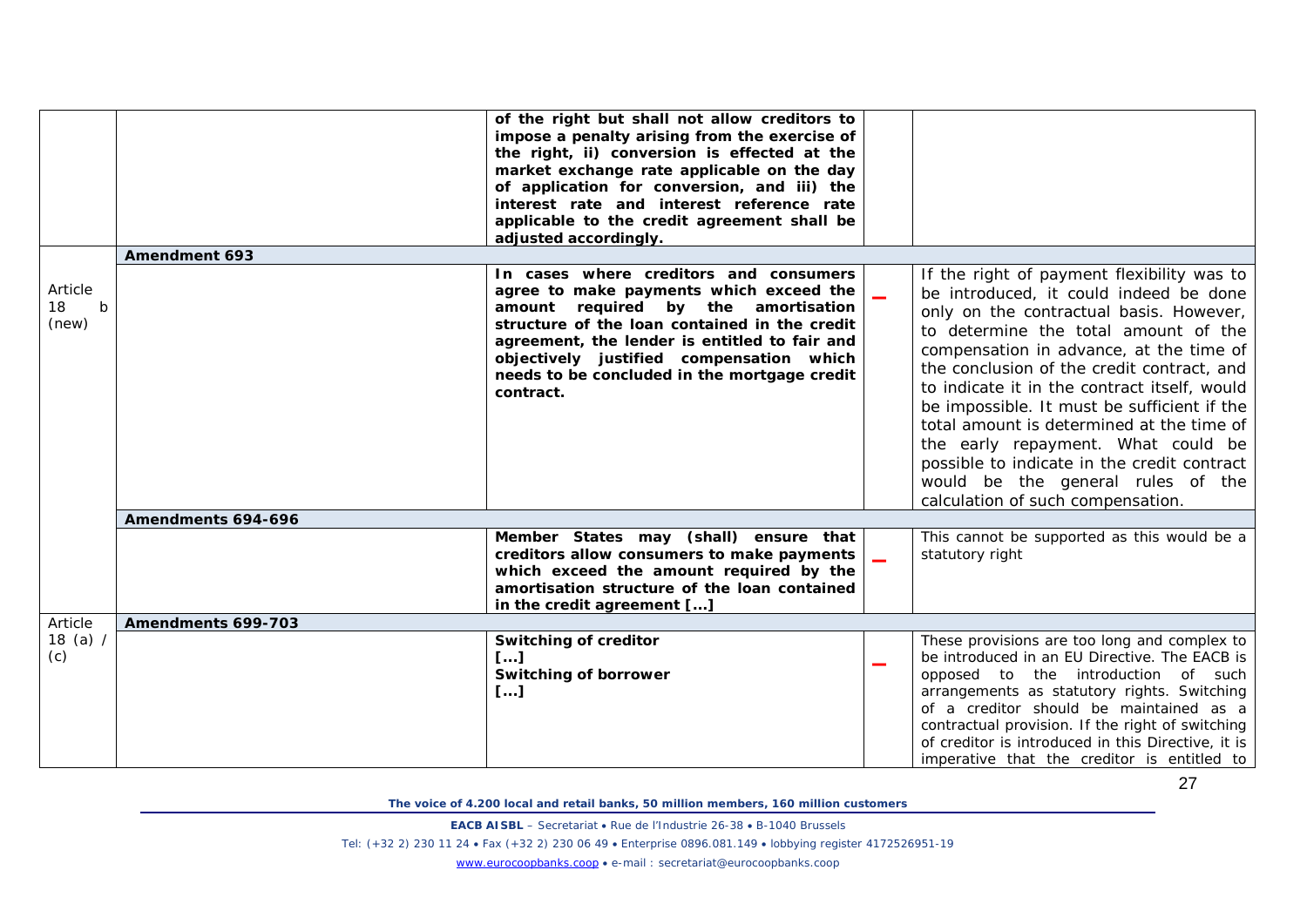| | | | | |
|---|---|---|---|---|
| | | **of the right but shall not allow creditors to impose a penalty arising from the exercise of the right, ii) conversion is effected at the market exchange rate applicable on the day of application for conversion, and iii) the interest rate and interest reference rate applicable to the credit agreement shall be adjusted accordingly.** | | |
| Article 18 b (new) | **Amendment 693** | | | |
| | | **In cases where creditors and consumers agree to make payments which exceed the amount required by the amortisation structure of the loan contained in the credit agreement, the lender is entitled to fair and objectively justified compensation which needs to be concluded in the mortgage credit contract.** | **–** | If the right of payment flexibility was to be introduced, it could indeed be done only on the contractual basis. However, to determine the total amount of the compensation in advance, at the time of the conclusion of the credit contract, and to indicate it in the contract itself, would be impossible. It must be sufficient if the total amount is determined at the time of the early repayment. What could be possible to indicate in the credit contract would be the general rules of the calculation of such compensation. |
| | **Amendments 694-696** | | | |
| | | **Member States may (shall) ensure that creditors allow consumers to make payments which exceed the amount required by the amortisation structure of the loan contained in the credit agreement [...]** | **–** | This cannot be supported as this would be a statutory right |
| Article 18 (a) / (c) | **Amendments 699-703** | | | |
| | | **Switching of creditor**<br>**[...]**<br>**Switching of borrower**<br>**[...]** | **–** | These provisions are too long and complex to be introduced in an EU Directive. The EACB is opposed to the introduction of such arrangements as statutory rights. Switching of a creditor should be maintained as a contractual provision. If the right of switching of creditor is introduced in this Directive, it is imperative that the creditor is entitled to |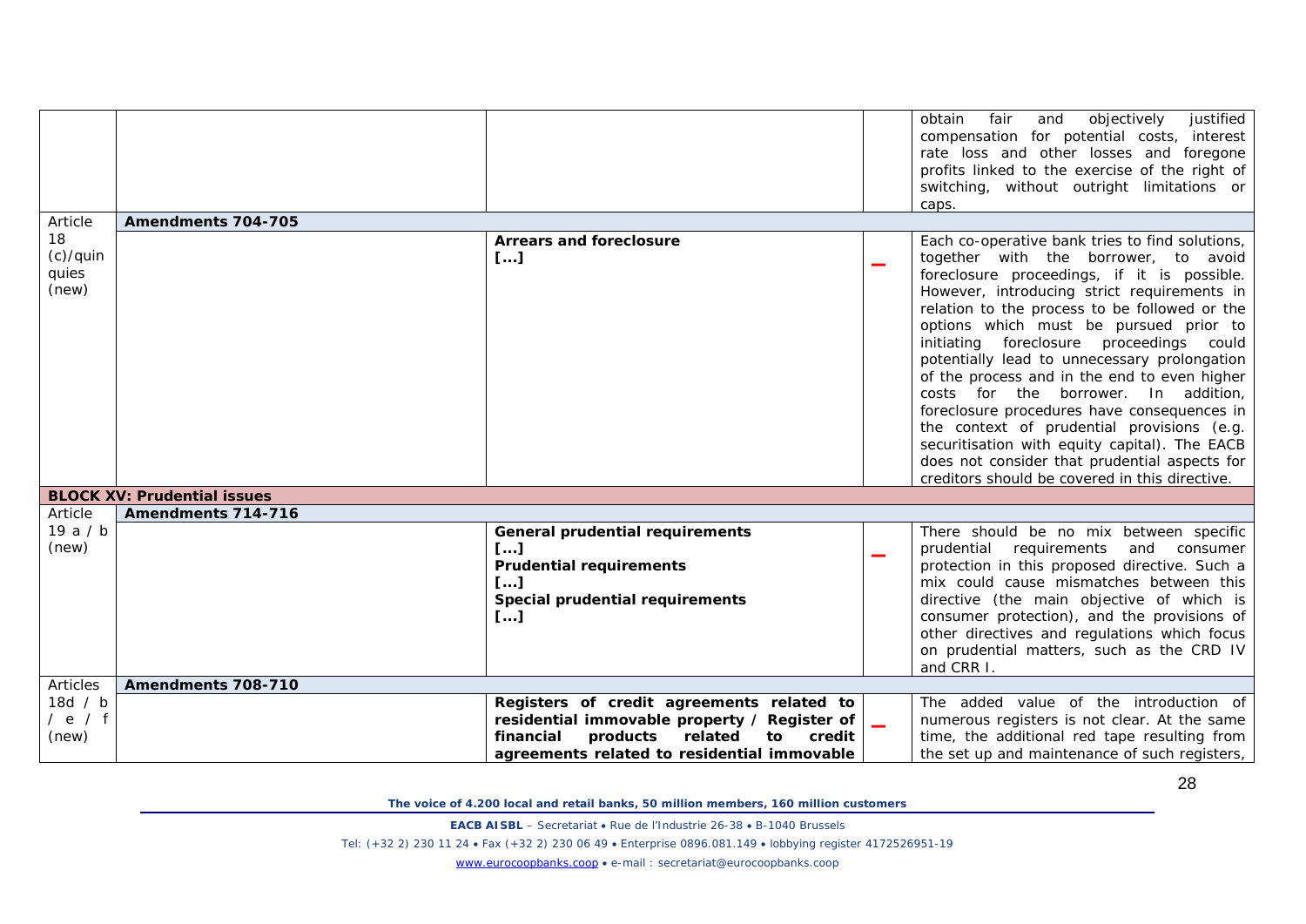| | | | | |
|---|---|---|---|---|
| | | | | obtain fair and objectively justified compensation for potential costs, interest rate loss and other losses and foregone profits linked to the exercise of the right of switching, without outright limitations or caps. |
| Article 18 (c)/quinquies (new) | **Amendments 704-705** | | | |
| | | **Arrears and foreclosure** **[...]** | − | Each co-operative bank tries to find solutions, together with the borrower, to avoid foreclosure proceedings, if it is possible. However, introducing strict requirements in relation to the process to be followed or the options which must be pursued prior to initiating foreclosure proceedings could potentially lead to unnecessary prolongation of the process and in the end to even higher costs for the borrower. In addition, foreclosure procedures have consequences in the context of prudential provisions (e.g. securitisation with equity capital). The EACB does not consider that prudential aspects for creditors should be covered in this directive. |
| | **BLOCK XV: Prudential issues** | | | |
| Article 19 a / b (new) | **Amendments 714-716** | | | |
| | | **General prudential requirements** **[...]** **Prudential requirements** **[...]** **Special prudential requirements** **[...]** | − | There should be no mix between specific prudential requirements and consumer protection in this proposed directive. Such a mix could cause mismatches between this directive (the main objective of which is consumer protection), and the provisions of other directives and regulations which focus on prudential matters, such as the CRD IV and CRR I. |
| Articles 18d / b / e / f (new) | **Amendments 708-710** | | | |
| | | **Registers of credit agreements related to residential immovable property / Register of financial products related to credit agreements related to residential immovable** | − | The added value of the introduction of numerous registers is not clear. At the same time, the additional red tape resulting from the set up and maintenance of such registers, |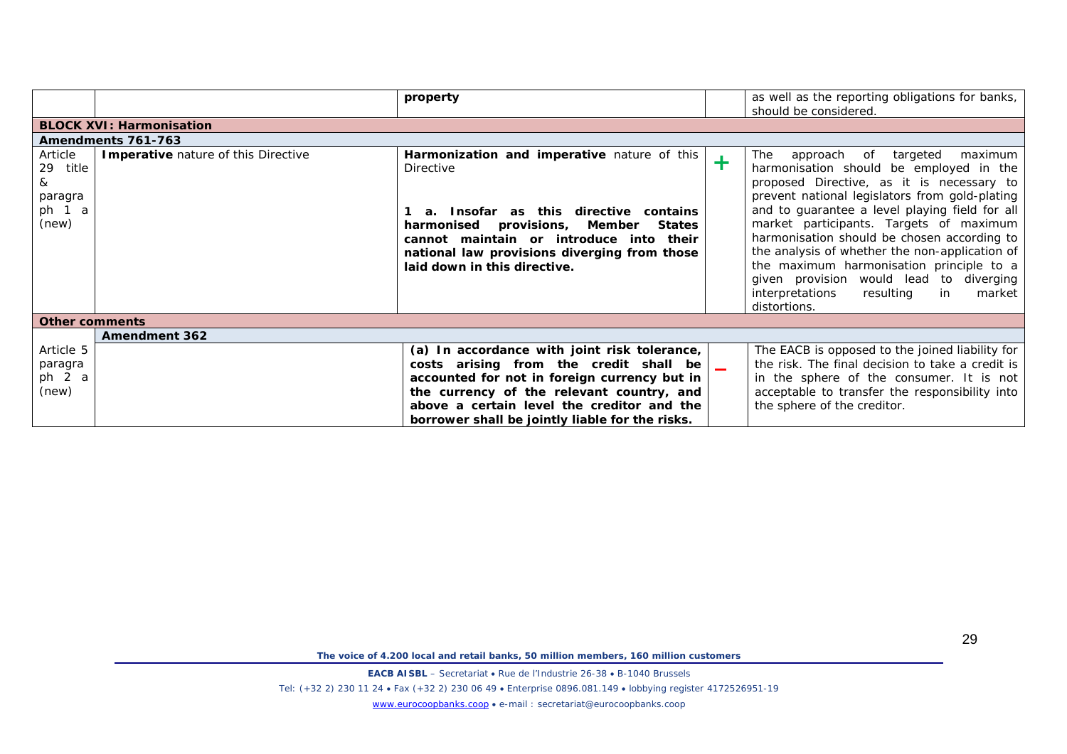| | | | | |
|---|---|---|---|---|
| | | **property** | | as well as the reporting obligations for banks, should be considered. |
| **BLOCK XVI: Harmonisation** | | | | |
| | **Amendments 761-763** | | | |
| Article 29 title & paragraph 1 a (new) | **Imperative** nature of this Directive | **Harmonization and imperative** nature of this Directive<br><br>**1 a. Insofar as this directive contains harmonised provisions, Member States cannot maintain or introduce into their national law provisions diverging from those laid down in this directive.** | + | The approach of targeted maximum harmonisation should be employed in the proposed Directive, as it is necessary to prevent national legislators from gold-plating and to guarantee a level playing field for all market participants. Targets of maximum harmonisation should be chosen according to the analysis of whether the non-application of the maximum harmonisation principle to a given provision would lead to diverging interpretations resulting in market distortions. |
| **Other comments** | | | | |
| | **Amendment 362** | | | |
| Article 5 paragraph 2 a (new) | | **(a) In accordance with joint risk tolerance, costs arising from the credit shall be accounted for not in foreign currency but in the currency of the relevant country, and above a certain level the creditor and the borrower shall be jointly liable for the risks.** | – | The EACB is opposed to the joined liability for the risk. The final decision to take a credit is in the sphere of the consumer. It is not acceptable to transfer the responsibility into the sphere of the creditor. |